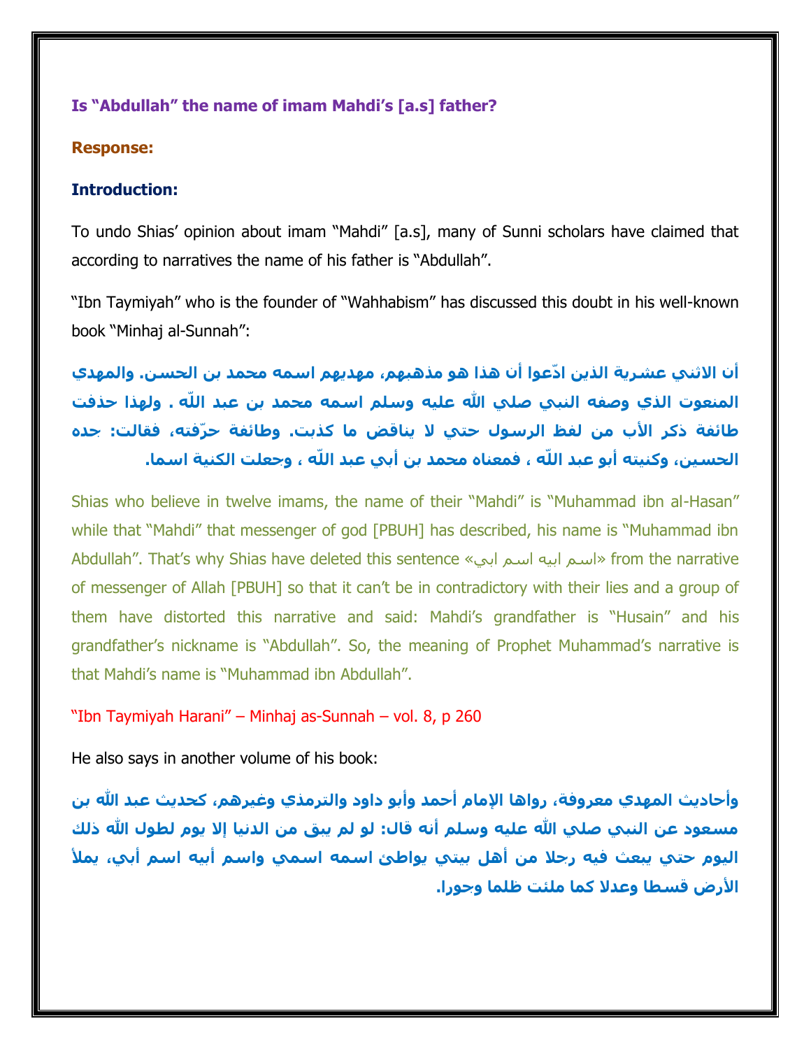**Is "Abdullah" the name of imam Mahdi's [a.s] father?**

**Response:**

**Introduction:**

To undo Shias' opinion about imam "Mahdi" [a.s], many of Sunni scholars have claimed that according to narratives the name of his father is "Abdullah".

"Ibn Taymiyah" who is the founder of "Wahhabism" has discussed this doubt in his well-known book "Minhaj al-Sunnah":

**أن الاثني عشرية الذين ادّعوا أن هذا هو مذهبهم، مهديهم اسمه محمد بن الحسن. والمهدي المنعوت الذي وصفه النبي صلي الله عليه وسلم اسمه محمد بن عبد اللّه . ولهذا حذفت طائفة ذكر الأب من لفظ الرسول حتي لا يناقض ما كذبت. وطائفة حرّفته، فقالت: جده الحسين، وكنيته أبو عبد اللّه ، فمعناه محمد بن أبي عبد اللّه ، وجعلت الكنية اسما.**

Shias who believe in twelve imams, the name of their "Mahdi" is "Muhammad ibn al-Hasan" while that "Mahdi" that messenger of god [PBUH] has described, his name is "Muhammad ibn Abdullah". That's why Shias have deleted this sentence «اسم ابيه اسم ابي» from the narrative of messenger of Allah [PBUH] so that it can't be in contradictory with their lies and a group of them have distorted this narrative and said: Mahdi's grandfather is "Husain" and his grandfather's nickname is "Abdullah". So, the meaning of Prophet Muhammad's narrative is that Mahdi's name is "Muhammad ibn Abdullah".

"Ibn Taymiyah Harani" – Minhaj as-Sunnah – vol. 8, p 260

He also says in another volume of his book:

**وأحاديث المهدي معروفة، رواها الإمام أحمد وأبو داود والترمذي وغيرهم، كحديث عبد الله بن مسعود عن النبي صلي الله عليه وسلم أنه قال: لو لم يبق من الدنيا إلا يوم لطول الله ذلك اليوم حتي يبعث فيه رجلا من أهل بيتي يواطئ اسمه اسمي واسم أبيه اسم أبي، يملأ الأرض قسطا وعدلا كما ملئت ظلما وجورا.**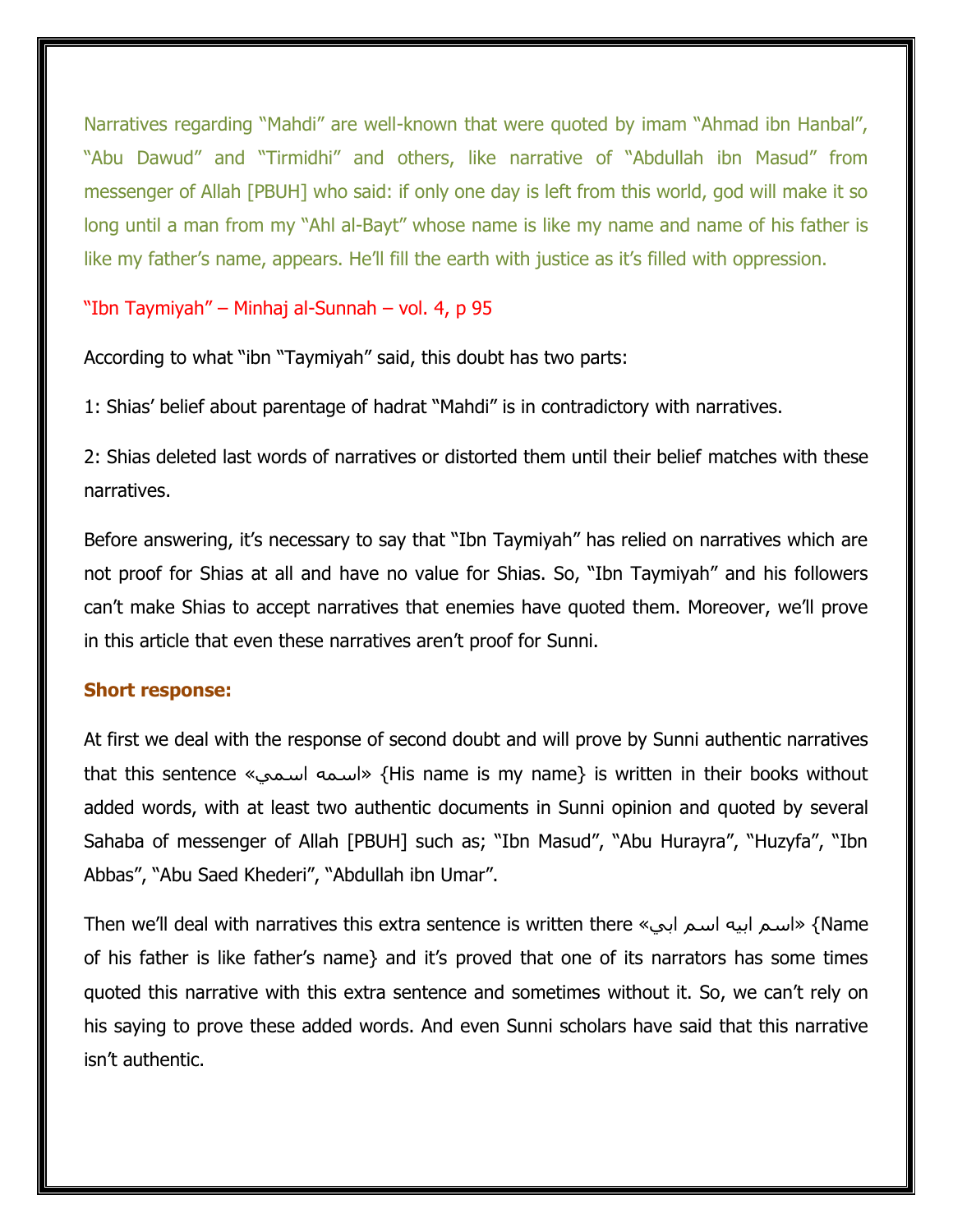Narratives regarding "Mahdi" are well-known that were quoted by imam "Ahmad ibn Hanbal", "Abu Dawud" and "Tirmidhi" and others, like narrative of "Abdullah ibn Masud" from messenger of Allah [PBUH] who said: if only one day is left from this world, god will make it so long until a man from my "Ahl al-Bayt" whose name is like my name and name of his father is like my father's name, appears. He'll fill the earth with justice as it's filled with oppression.

"Ibn Taymiyah" – Minhaj al-Sunnah – vol. 4, p 95

According to what "ibn "Taymiyah" said, this doubt has two parts:

1: Shias' belief about parentage of hadrat "Mahdi" is in contradictory with narratives.

2: Shias deleted last words of narratives or distorted them until their belief matches with these narratives.

Before answering, it's necessary to say that "Ibn Taymiyah" has relied on narratives which are not proof for Shias at all and have no value for Shias. So, "Ibn Taymiyah" and his followers can't make Shias to accept narratives that enemies have quoted them. Moreover, we'll prove in this article that even these narratives aren't proof for Sunni.

**Short response:**

At first we deal with the response of second doubt and will prove by Sunni authentic narratives that this sentence «اسمه اسمي» {His name is my name} is written in their books without added words, with at least two authentic documents in Sunni opinion and quoted by several Sahaba of messenger of Allah [PBUH] such as; "Ibn Masud", "Abu Hurayra", "Huzyfa", "Ibn Abbas", "Abu Saed Khederi", "Abdullah ibn Umar".

Then we'll deal with narratives this extra sentence is written there «اسم ابيه اسم ابي» {Name of his father is like father's name} and it's proved that one of its narrators has some times quoted this narrative with this extra sentence and sometimes without it. So, we can't rely on his saying to prove these added words. And even Sunni scholars have said that this narrative isn't authentic.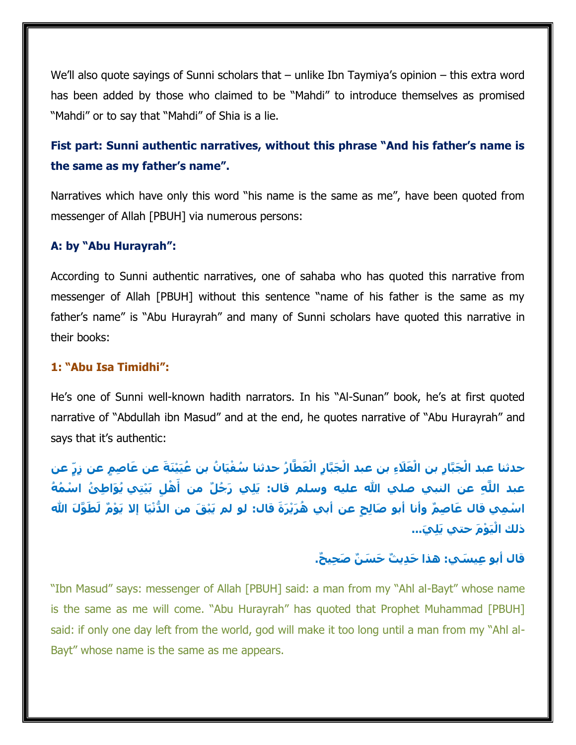We'll also quote sayings of Sunni scholars that – unlike Ibn Taymiya's opinion – this extra word has been added by those who claimed to be "Mahdi" to introduce themselves as promised "Mahdi" or to say that "Mahdi" of Shia is a lie.

## Fist part: Sunni authentic narratives, without this phrase "And his father's name is the same as my father's name".

Narratives which have only this word "his name is the same as me", have been quoted from messenger of Allah [PBUH] via numerous persons:

### A: by "Abu Hurayrah":

According to Sunni authentic narratives, one of sahaba who has quoted this narrative from messenger of Allah [PBUH] without this sentence "name of his father is the same as my father's name" is "Abu Hurayrah" and many of Sunni scholars have quoted this narrative in their books:

#### 1: "Abu Isa Timidhi":

He's one of Sunni well-known hadith narrators. In his "Al-Sunan" book, he's at first quoted narrative of "Abdullah ibn Masud" and at the end, he quotes narrative of "Abu Hurayrah" and says that it's authentic:

**حدثنا عبد الْجَبَّارِ بن الْعَلَاءِ بن عبد الْجَبَّارِ الْعَطَّارُ حدثنا سُفْيَانُ بن عُيَيْنَةَ عن عَاصِمٍ عن زِرٍّ عن عبد اللَّهِ عن النبي صلي الله عليه وسلم قال: يَلِي رَجُلٌ من أَهْلِ بَيْتِي يُوَاطِئُ اسْمُهُ اسْمِي قال عَاصِمٌ وأنا أبو صَالِحٍ عن أبي هُرَيْرَةَ قال: لو لم يَبْقَ من الدُّنْيَا إلا يَوْمٌ لَطَوَّلَ الله ذلك الْيَوْمَ حتي يَلِيَ...**

**قال أبو عِيسَي: هذا حَدِيثٌ حَسَنٌ صَحِيحٌ.**

"Ibn Masud" says: messenger of Allah [PBUH] said: a man from my "Ahl al-Bayt" whose name is the same as me will come. "Abu Hurayrah" has quoted that Prophet Muhammad [PBUH] said: if only one day left from the world, god will make it too long until a man from my "Ahl al-Bayt" whose name is the same as me appears.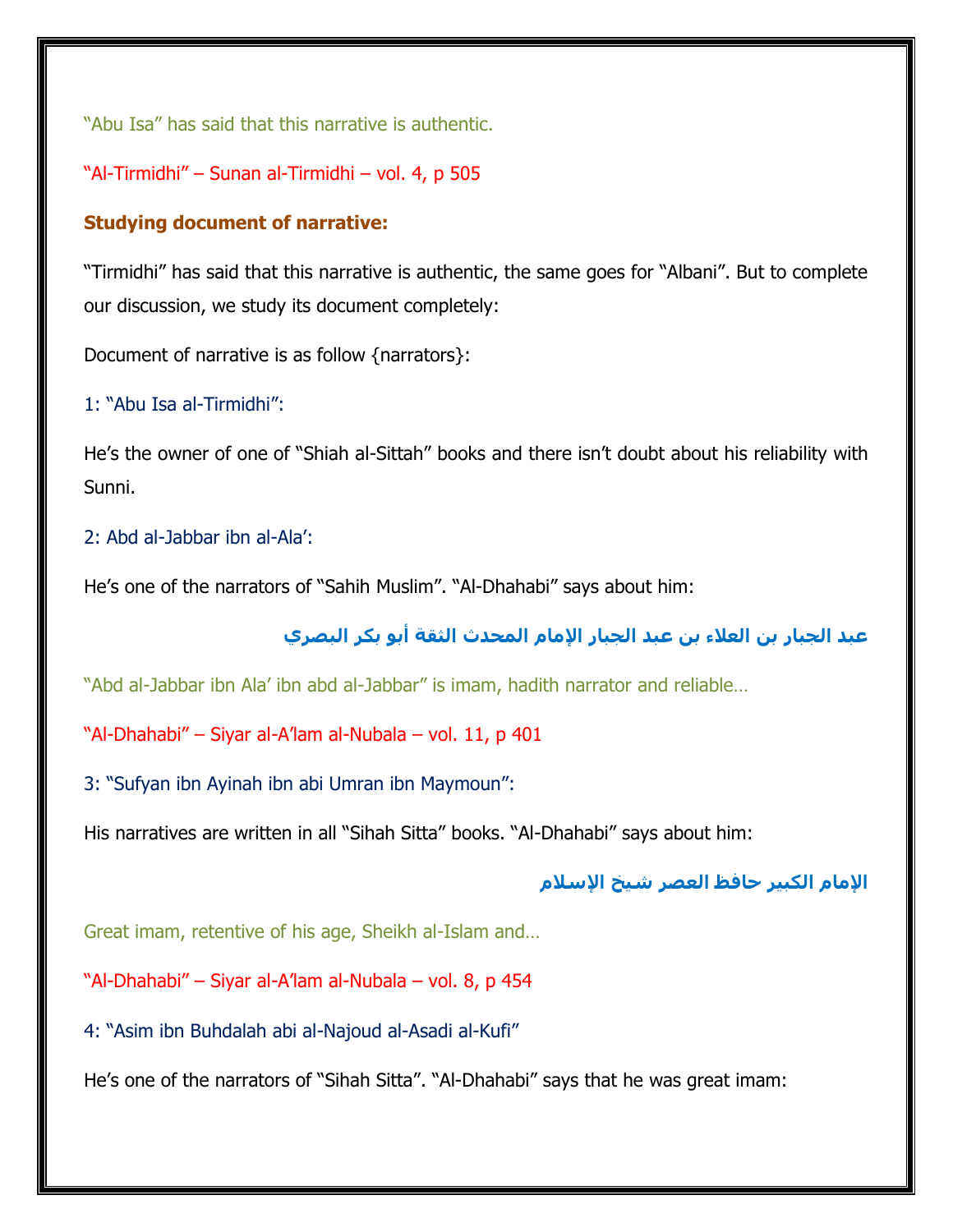"Abu Isa" has said that this narrative is authentic.

"Al-Tirmidhi" – Sunan al-Tirmidhi – vol. 4, p 505

**Studying document of narrative:**

"Tirmidhi" has said that this narrative is authentic, the same goes for "Albani". But to complete our discussion, we study its document completely:

Document of narrative is as follow {narrators}:

1: "Abu Isa al-Tirmidhi":

He's the owner of one of "Shiah al-Sittah" books and there isn't doubt about his reliability with Sunni.

2: Abd al-Jabbar ibn al-Ala':

He's one of the narrators of "Sahih Muslim". "Al-Dhahabi" says about him:

**عبد الجبار بن العلاء بن عبد الجبار الإمام المحدث الثقة أبو بكر البصري**

"Abd al-Jabbar ibn Ala' ibn abd al-Jabbar" is imam, hadith narrator and reliable…

"Al-Dhahabi" – Siyar al-A'lam al-Nubala – vol. 11, p 401

3: "Sufyan ibn Ayinah ibn abi Umran ibn Maymoun":

His narratives are written in all "Sihah Sitta" books. "Al-Dhahabi" says about him:

**الإمام الكبير حافظ العصر شيخ الإسلام**

Great imam, retentive of his age, Sheikh al-Islam and…

"Al-Dhahabi" – Siyar al-A'lam al-Nubala – vol. 8, p 454

4: "Asim ibn Buhdalah abi al-Najoud al-Asadi al-Kufi"

He's one of the narrators of "Sihah Sitta". "Al-Dhahabi" says that he was great imam: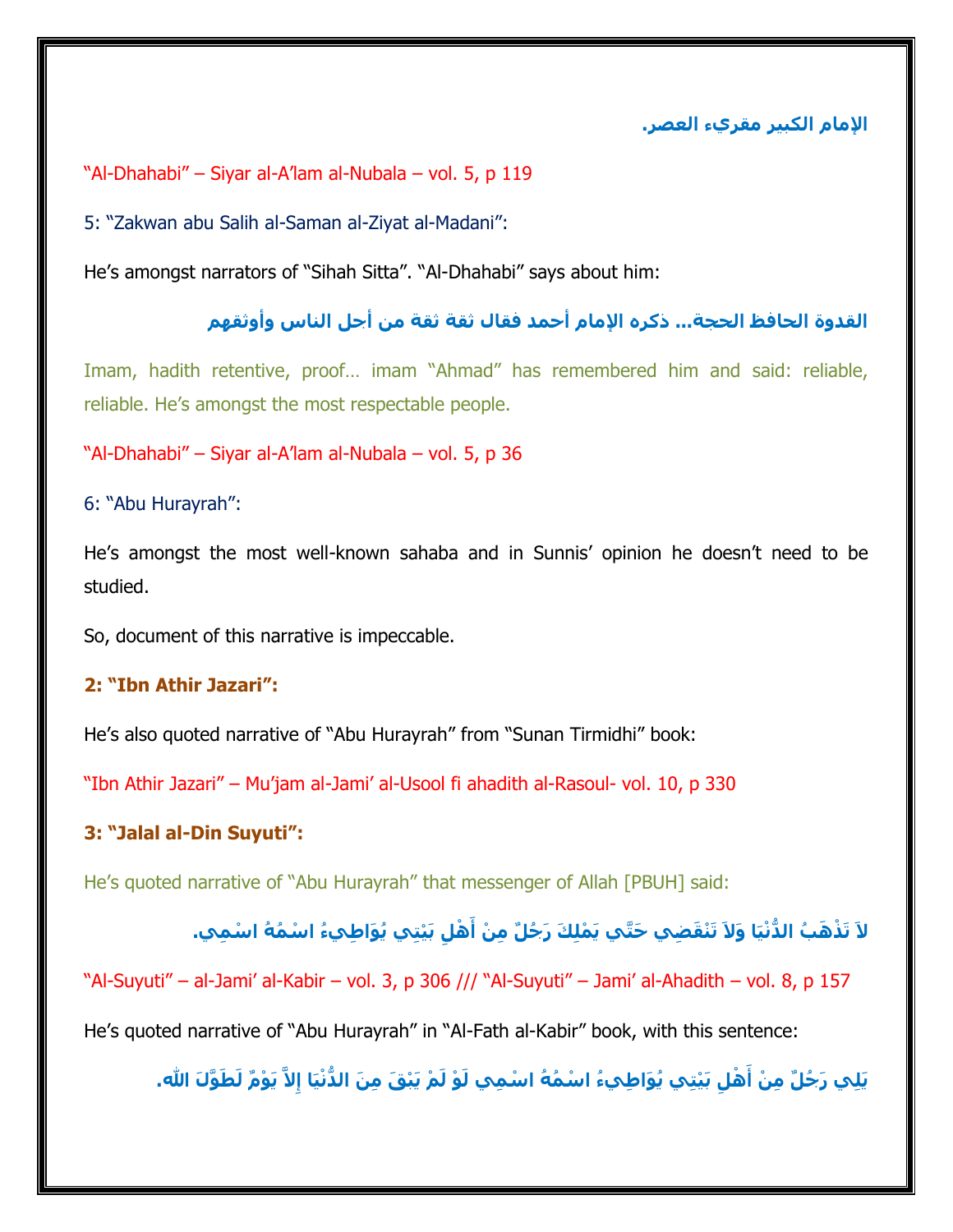**الإمام الكبير مقريء العصر.**

"Al-Dhahabi" – Siyar al-A'lam al-Nubala – vol. 5, p 119

5: "Zakwan abu Salih al-Saman al-Ziyat al-Madani":

He's amongst narrators of "Sihah Sitta". "Al-Dhahabi" says about him:

**القدوة الحافظ الحجة... ذكره الإمام أحمد فقال ثقة ثقة من أجل الناس وأوثقهم**

Imam, hadith retentive, proof… imam "Ahmad" has remembered him and said: reliable, reliable. He's amongst the most respectable people.

"Al-Dhahabi" – Siyar al-A'lam al-Nubala – vol. 5, p 36

6: "Abu Hurayrah":

He's amongst the most well-known sahaba and in Sunnis' opinion he doesn't need to be studied.

So, document of this narrative is impeccable.

**2: "Ibn Athir Jazari":**

He's also quoted narrative of "Abu Hurayrah" from "Sunan Tirmidhi" book:

"Ibn Athir Jazari" – Mu'jam al-Jami' al-Usool fi ahadith al-Rasoul- vol. 10, p 330

**3: "Jalal al-Din Suyuti":**

He's quoted narrative of "Abu Hurayrah" that messenger of Allah [PBUH] said:

**لاَ تَذْهَبُ الدُّنْيَا وَلاَ تَنْقَضِي حَتَّي يَمْلِكَ رَجُلٌ مِنْ أَهْلِ بَيْتِي يُوَاطِيءُ اسْمُهُ اسْمِي.**

"Al-Suyuti" – al-Jami' al-Kabir – vol. 3, p 306 /// "Al-Suyuti" – Jami' al-Ahadith – vol. 8, p 157

He's quoted narrative of "Abu Hurayrah" in "Al-Fath al-Kabir" book, with this sentence:

**يَلِي رَجُلٌ مِنْ أَهْلِ بَيْتِي يُوَاطِيءُ اسْمُهُ اسْمِي لَوْ لَمْ يَبْقَ مِنَ الدُّنْيَا إلاَّ يَوْمٌ لَطَوَّلَ اللّه.**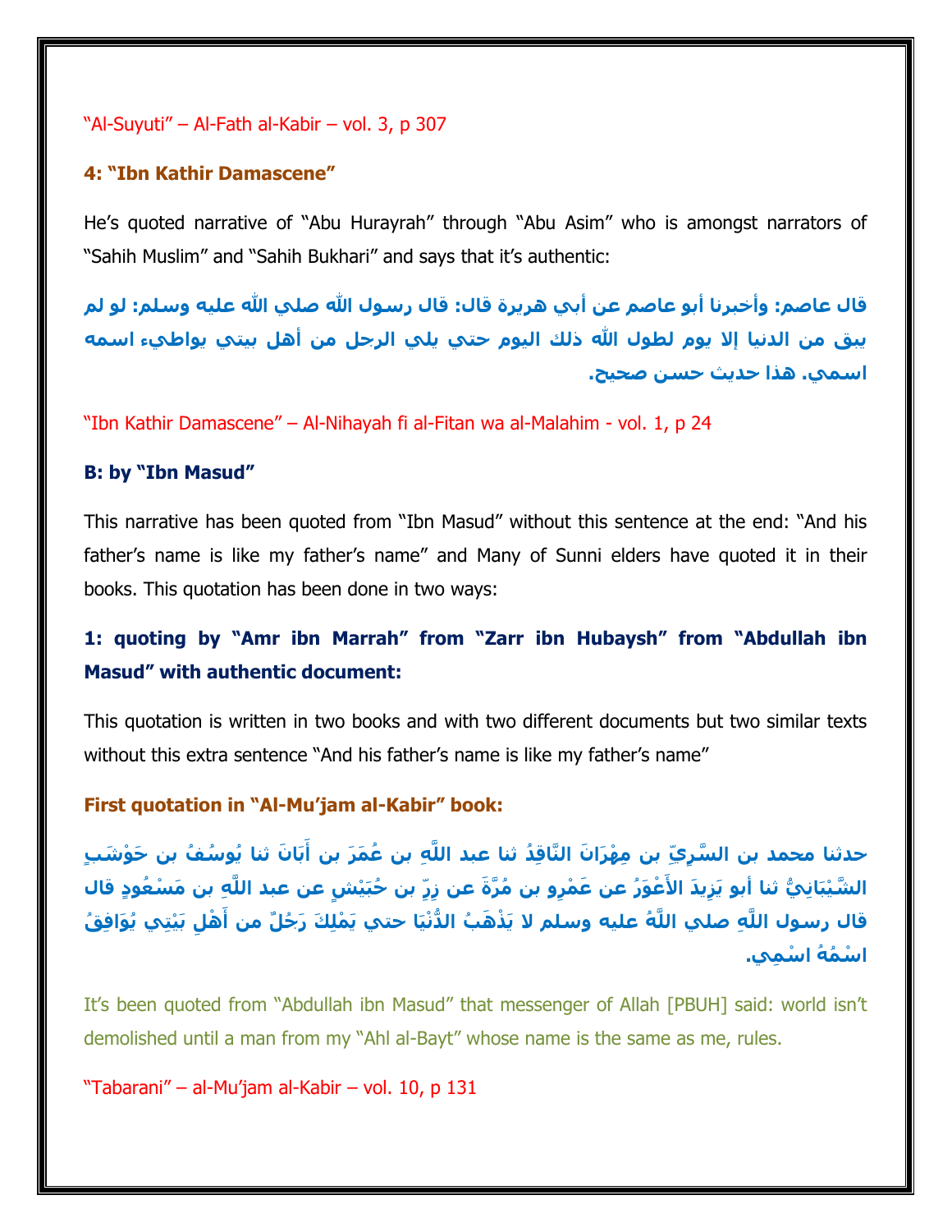"Al-Suyuti" – Al-Fath al-Kabir – vol. 3, p 307

### 4: "Ibn Kathir Damascene"

He's quoted narrative of "Abu Hurayrah" through "Abu Asim" who is amongst narrators of "Sahih Muslim" and "Sahih Bukhari" and says that it's authentic:

**قال عاصم: وأخبرنا أبو عاصم عن أبي هريرة قال: قال رسول الله صلي الله عليه وسلم: لو لم يبق من الدنيا إلا يوم لطول الله ذلك اليوم حتي يلي الرجل من أهل بيتي يواطيء اسمه اسمي. هذا حديث حسن صحيح.**

"Ibn Kathir Damascene" – Al-Nihayah fi al-Fitan wa al-Malahim - vol. 1, p 24

### B: by "Ibn Masud"

This narrative has been quoted from "Ibn Masud" without this sentence at the end: "And his father's name is like my father's name" and Many of Sunni elders have quoted it in their books. This quotation has been done in two ways:

### 1: quoting by "Amr ibn Marrah" from "Zarr ibn Hubaysh" from "Abdullah ibn Masud" with authentic document:

This quotation is written in two books and with two different documents but two similar texts without this extra sentence "And his father's name is like my father's name"

**First quotation in "Al-Mu'jam al-Kabir" book:**

**حدثنا محمد بن السَّرِيِّ بن مِهْرَانَ النَّاقِدُ ثنا عبد اللَّهِ بن عُمَرَ بن أَبَانَ ثنا يُوسُفُ بن حَوْشَبٍ الشَّيْبَانِيُّ ثنا أبو يَزِيدَ الأَعْوَرُ عن عَمْرِو بن مُرَّةَ عن زِرِّ بن حُبَيْشٍ عن عبد اللَّهِ بن مَسْعُودٍ قال قال رسول اللَّهِ صلي اللَّهُ عليه وسلم لا يَذْهَبُ الدُّنْيَا حتي يَمْلِكَ رَجُلٌ من أَهْلِ بَيْتِي يُوَافِقُ اسْمُهُ اسْمِي.**

It's been quoted from "Abdullah ibn Masud" that messenger of Allah [PBUH] said: world isn't demolished until a man from my "Ahl al-Bayt" whose name is the same as me, rules.

"Tabarani" – al-Mu'jam al-Kabir – vol. 10, p 131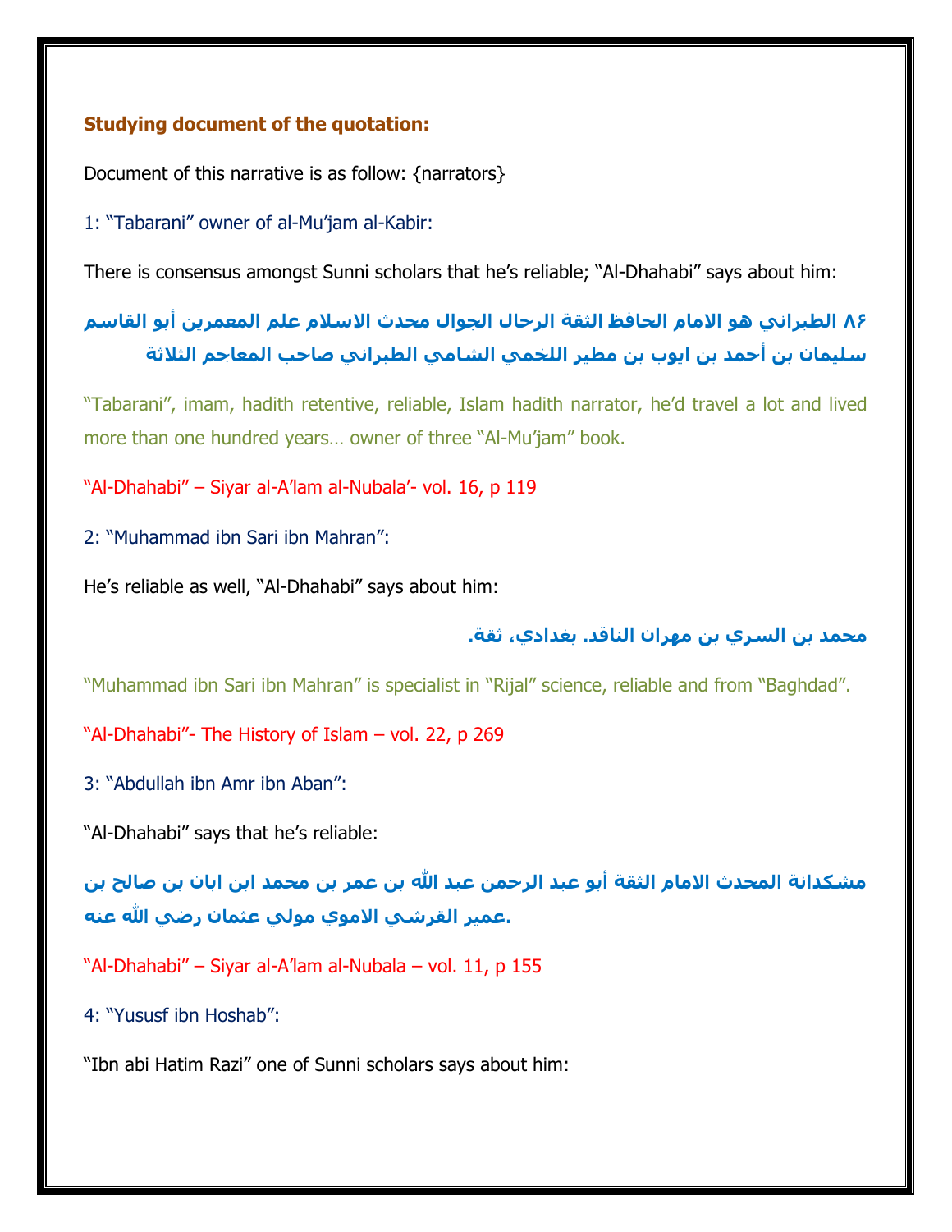**Studying document of the quotation:**

Document of this narrative is as follow: {narrators}

1: "Tabarani" owner of al-Mu'jam al-Kabir:

There is consensus amongst Sunni scholars that he's reliable; "Al-Dhahabi" says about him:

**٨٦ الطبراني هو الامام الحافظ الثقة الرحال الجوال محدث الاسلام علم المعمرين أبو القاسم سليمان بن أحمد بن ايوب بن مطير اللخمي الشامي الطبراني صاحب المعاجم الثلاثة**

"Tabarani", imam, hadith retentive, reliable, Islam hadith narrator, he'd travel a lot and lived more than one hundred years… owner of three "Al-Mu'jam" book.

"Al-Dhahabi" – Siyar al-A'lam al-Nubala'- vol. 16, p 119

2: "Muhammad ibn Sari ibn Mahran":

He's reliable as well, "Al-Dhahabi" says about him:

**محمد بن السري بن مهران الناقد. بغدادي، ثقة.**

"Muhammad ibn Sari ibn Mahran" is specialist in "Rijal" science, reliable and from "Baghdad".

"Al-Dhahabi"- The History of Islam – vol. 22, p 269

3: "Abdullah ibn Amr ibn Aban":

"Al-Dhahabi" says that he's reliable:

**مشكدانة المحدث الامام الثقة أبو عبد الرحمن عبد الله بن عمر بن محمد ابن ابان بن صالح بن عمير القرشي الاموي مولي عثمان رضي الله عنه.**

"Al-Dhahabi" – Siyar al-A'lam al-Nubala – vol. 11, p 155

4: "Yususf ibn Hoshab":

"Ibn abi Hatim Razi" one of Sunni scholars says about him: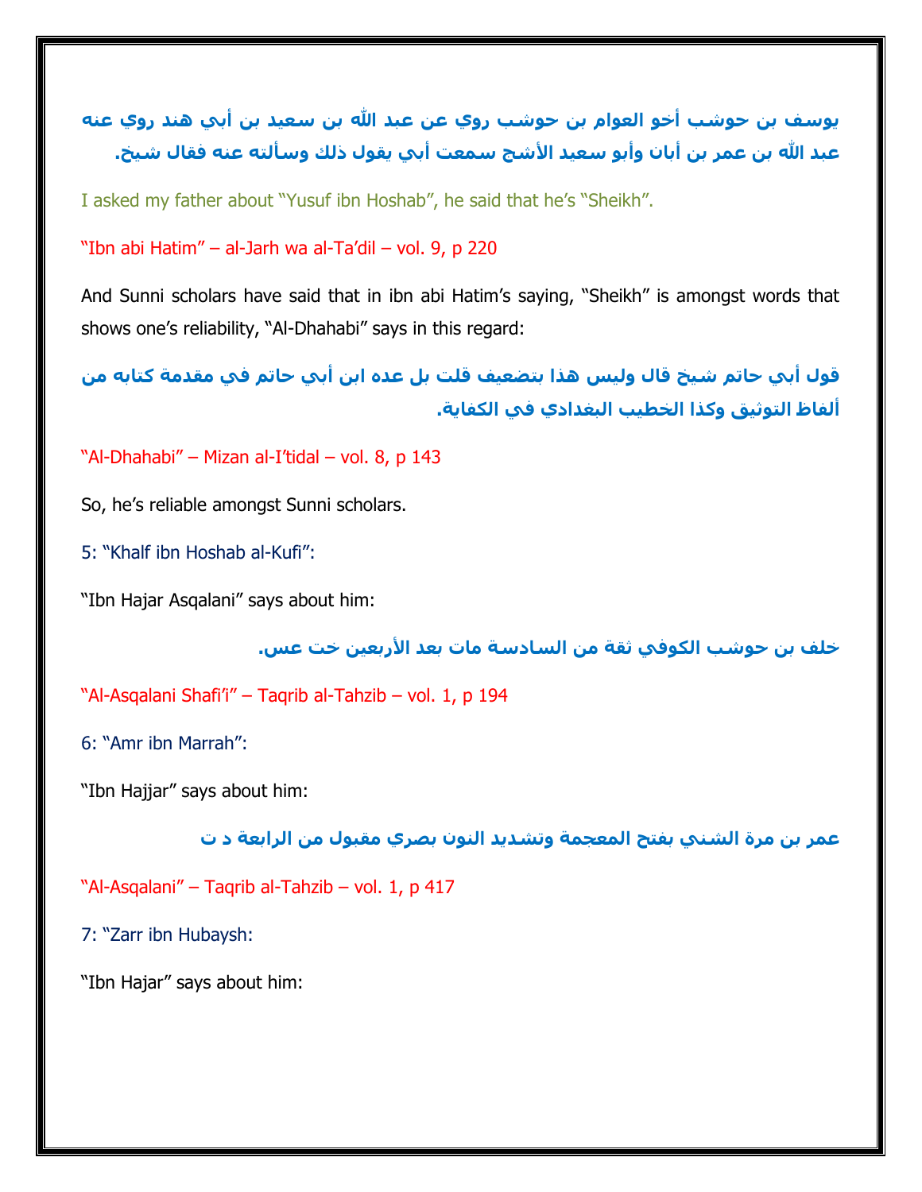**يوسف بن حوشب أخو العوام بن حوشب روي عن عبد الله بن سعيد بن أبي هند روي عنه عبد الله بن عمر بن أبان وأبو سعيد الأشج سمعت أبي يقول ذلك وسألته عنه فقال شيخ.**

I asked my father about "Yusuf ibn Hoshab", he said that he's "Sheikh".

"Ibn abi Hatim" – al-Jarh wa al-Ta'dil – vol. 9, p 220

And Sunni scholars have said that in ibn abi Hatim's saying, "Sheikh" is amongst words that shows one's reliability, "Al-Dhahabi" says in this regard:

**قول أبي حاتم شيخ قال وليس هذا بتضعيف قلت بل عده ابن أبي حاتم في مقدمة كتابه من ألفاظ التوثيق وكذا الخطيب البغدادي في الكفاية.**

"Al-Dhahabi" – Mizan al-I'tidal – vol. 8, p 143

So, he's reliable amongst Sunni scholars.

5: "Khalf ibn Hoshab al-Kufi":

"Ibn Hajar Asqalani" says about him:

**خلف بن حوشب الكوفي ثقة من السادسة مات بعد الأربعين خت عس.**

"Al-Asqalani Shafi'i" – Taqrib al-Tahzib – vol. 1, p 194

6: "Amr ibn Marrah":

"Ibn Hajjar" says about him:

**عمر بن مرة الشني بفتح المعجمة وتشديد النون بصري مقبول من الرابعة د ت**

"Al-Asqalani" – Taqrib al-Tahzib – vol. 1, p 417

7: "Zarr ibn Hubaysh:

"Ibn Hajar" says about him: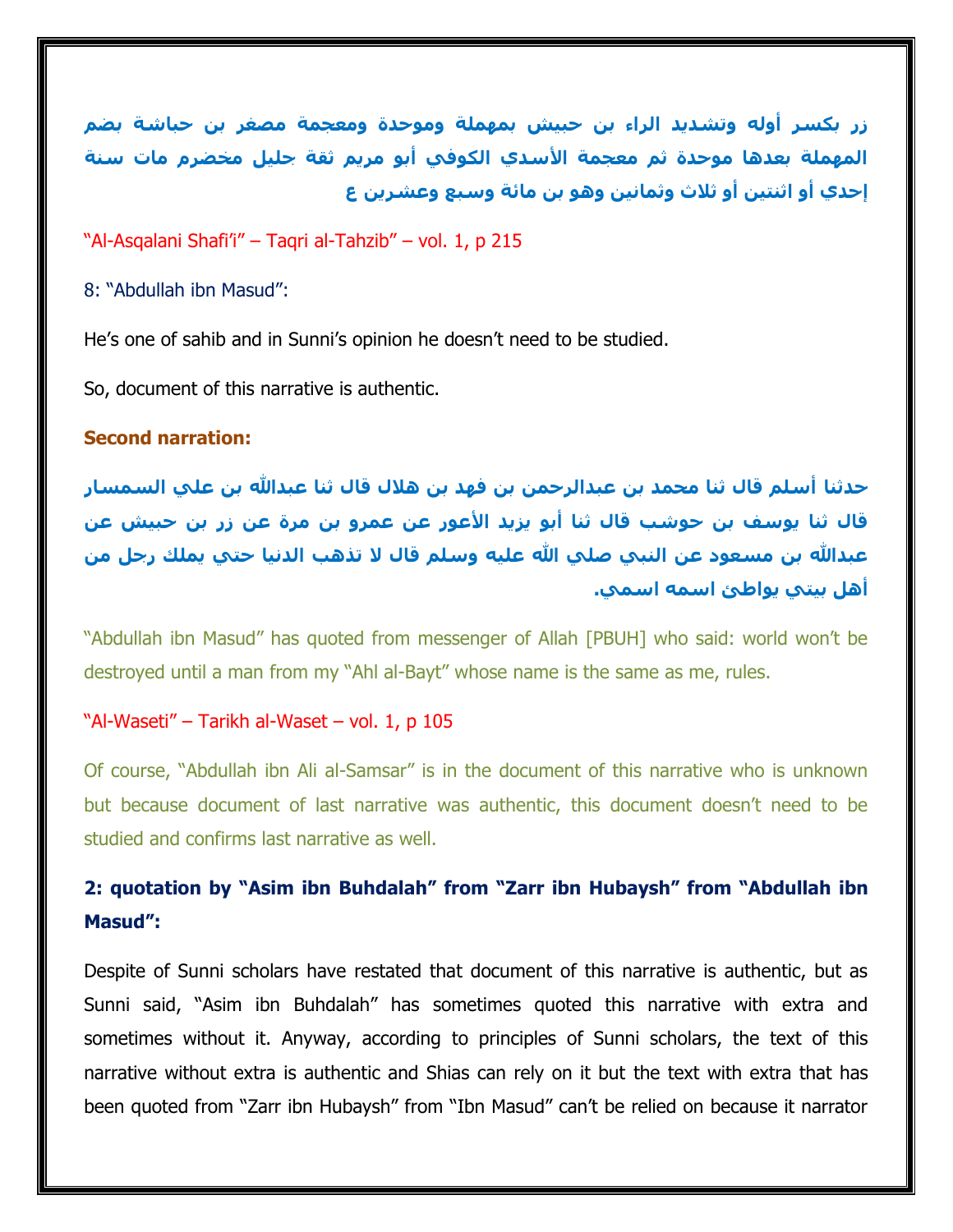**زر بكسر أوله وتشديد الراء بن حبيش بمهملة وموحدة ومعجمة مصغر بن حباشة بضم المهملة بعدها موحدة ثم معجمة الأسدي الكوفي أبو مريم ثقة جليل مخضرم مات سنة إحدي أو اثنتين أو ثلاث وثمانين وهو بن مائة وسبع وعشرين ع**

"Al-Asqalani Shafi'i" – Taqri al-Tahzib" – vol. 1, p 215

8: "Abdullah ibn Masud":

He's one of sahib and in Sunni's opinion he doesn't need to be studied.

So, document of this narrative is authentic.

**Second narration:**

**حدثنا أسلم قال ثنا محمد بن عبدالرحمن بن فهد بن هلال قال ثنا عبدالله بن علي السمسار قال ثنا يوسف بن حوشب قال ثنا أبو يزيد الأعور عن عمرو بن مرة عن زر بن حبيش عن عبدالله بن مسعود عن النبي صلي الله عليه وسلم قال لا تذهب الدنيا حتي يملك رجل من أهل بيتي يواطئ اسمه اسمي.**

"Abdullah ibn Masud" has quoted from messenger of Allah [PBUH] who said: world won't be destroyed until a man from my "Ahl al-Bayt" whose name is the same as me, rules.

"Al-Waseti" – Tarikh al-Waset – vol. 1, p 105

Of course, "Abdullah ibn Ali al-Samsar" is in the document of this narrative who is unknown but because document of last narrative was authentic, this document doesn't need to be studied and confirms last narrative as well.

**2: quotation by "Asim ibn Buhdalah" from "Zarr ibn Hubaysh" from "Abdullah ibn Masud":**

Despite of Sunni scholars have restated that document of this narrative is authentic, but as Sunni said, "Asim ibn Buhdalah" has sometimes quoted this narrative with extra and sometimes without it. Anyway, according to principles of Sunni scholars, the text of this narrative without extra is authentic and Shias can rely on it but the text with extra that has been quoted from "Zarr ibn Hubaysh" from "Ibn Masud" can't be relied on because it narrator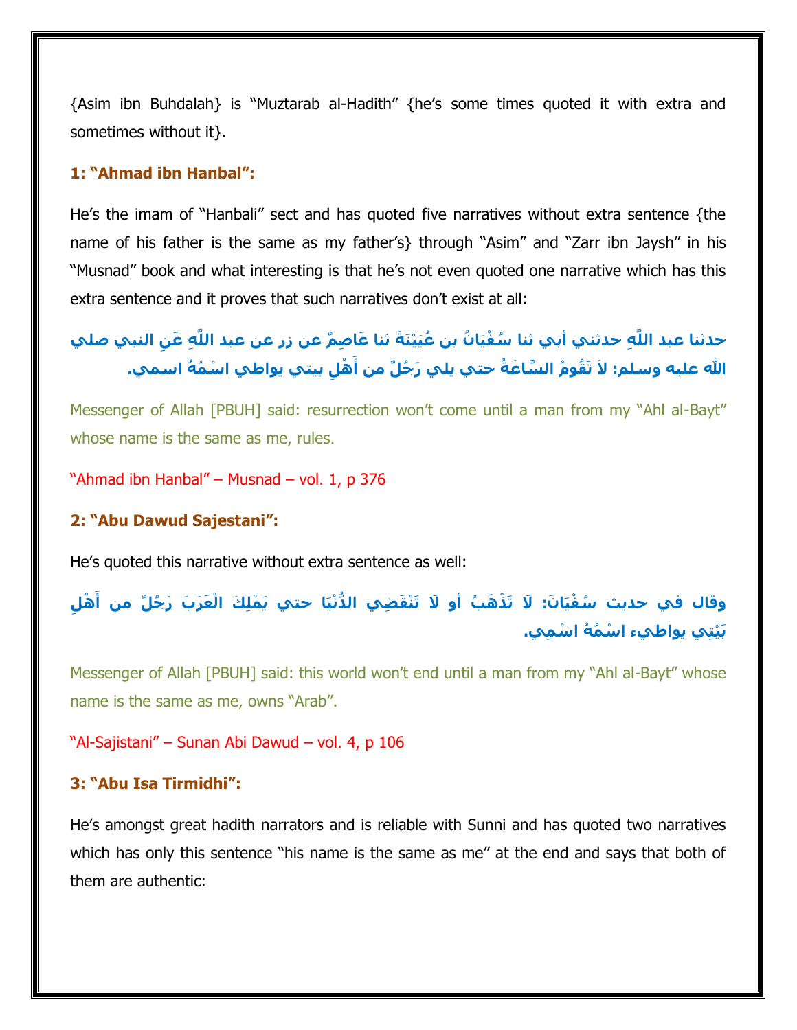{Asim ibn Buhdalah} is “Muztarab al-Hadith” {he’s some times quoted it with extra and sometimes without it}.

**1: “Ahmad ibn Hanbal”:**

He’s the imam of “Hanbali” sect and has quoted five narratives without extra sentence {the name of his father is the same as my father’s} through “Asim” and “Zarr ibn Jaysh” in his “Musnad” book and what interesting is that he’s not even quoted one narrative which has this extra sentence and it proves that such narratives don’t exist at all:

**حدثنا عبد اللَّهِ حدثني أبي ثنا سُفْيَانُ بن عُيَيْنَةَ ثنا عَاصِمٌ عن زر عن عبد اللَّهِ عَنِ النبي صلي اللّه عليه وسلم: لاَ تَقُومُ السَّاعَةُ حتي يلي رَجُلٌ من أَهْلِ بيتي يواطي اسْمُهُ اسمي.**

Messenger of Allah [PBUH] said: resurrection won’t come until a man from my “Ahl al-Bayt” whose name is the same as me, rules.

“Ahmad ibn Hanbal” – Musnad – vol. 1, p 376

**2: “Abu Dawud Sajestani”:**

He’s quoted this narrative without extra sentence as well:

**وقال في حديث سُفْيَانَ: لَا تَذْهَبُ أو لَا تَنْقَضِي الدُّنْيَا حتي يَمْلِكَ الْعَرَبَ رَجُلٌ من أَهْلِ بَيْتِي يواطيء اسْمُهُ اسْمِي.**

Messenger of Allah [PBUH] said: this world won’t end until a man from my “Ahl al-Bayt” whose name is the same as me, owns “Arab”.

“Al-Sajistani” – Sunan Abi Dawud – vol. 4, p 106

**3: “Abu Isa Tirmidhi”:**

He’s amongst great hadith narrators and is reliable with Sunni and has quoted two narratives which has only this sentence “his name is the same as me” at the end and says that both of them are authentic: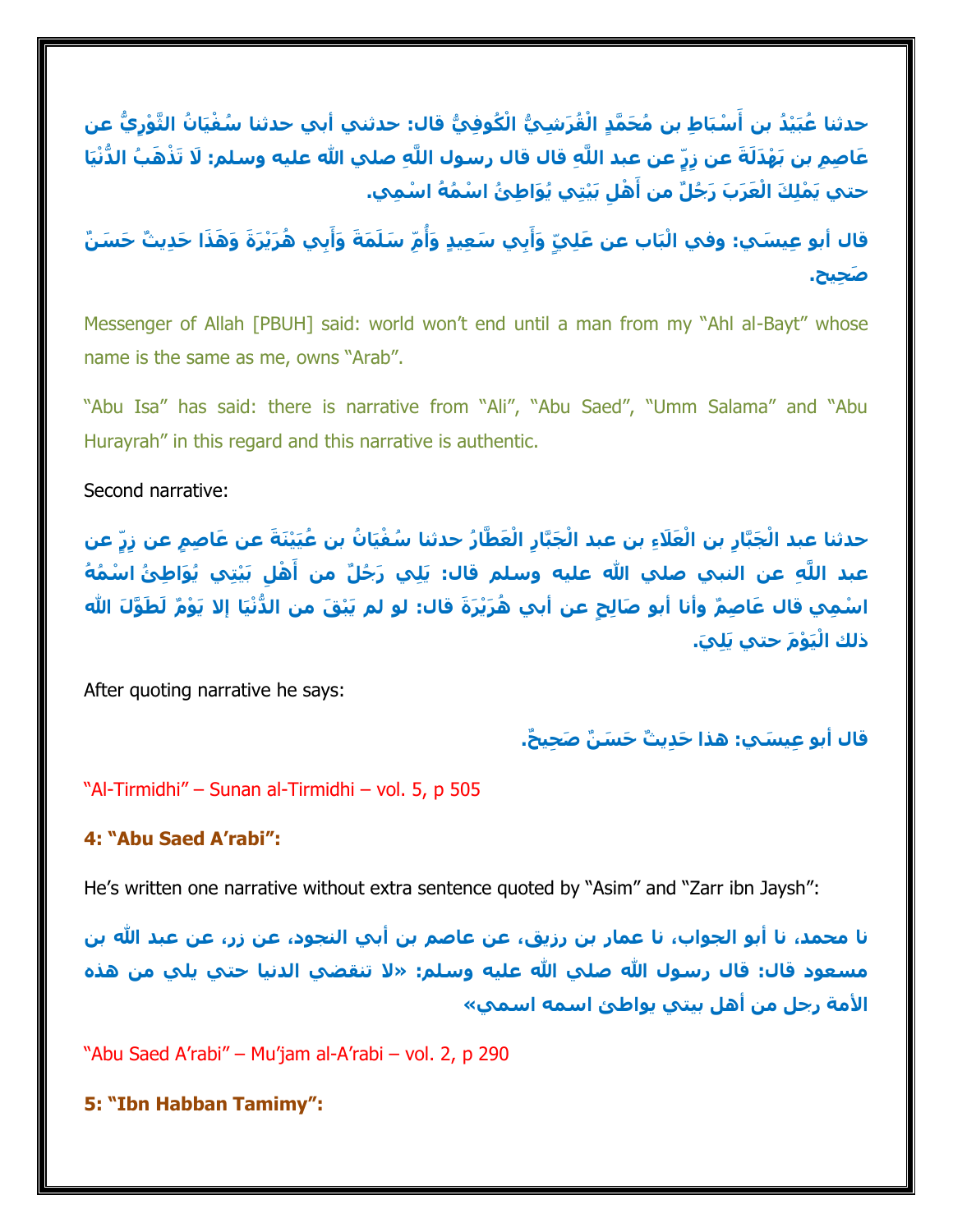**حدثنا عُبَيْدُ بن أَسْبَاطِ بن مُحَمَّدٍ الْقُرَشِيُّ الْكُوفِيُّ قال: حدثني أبي حدثنا سُفْيَانُ الثَّوْرِيُّ عن عَاصِمِ بن بَهْدَلَةَ عن زِرٍّ عن عبد اللَّهِ قال قال رسول اللَّهِ صلي الله عليه وسلم: لَا تَذْهَبُ الدُّنْيَا حتي يَمْلِكَ الْعَرَبَ رَجُلٌ من أَهْلِ بَيْتِي يُوَاطِئُ اسْمُهُ اسْمِي.**

**قال أبو عِيسَي: وفي الْبَاب عن عَلِيٍّ وَأَبِي سَعِيدٍ وَأُمِّ سَلَمَةَ وَأَبِي هُرَيْرَةَ وَهَذَا حَدِيثٌ حَسَنٌ صَحِيح.**

Messenger of Allah [PBUH] said: world won't end until a man from my "Ahl al-Bayt" whose name is the same as me, owns "Arab".

"Abu Isa" has said: there is narrative from "Ali", "Abu Saed", "Umm Salama" and "Abu Hurayrah" in this regard and this narrative is authentic.

Second narrative:

**حدثنا عبد الْجَبَّارِ بن الْعَلَاءِ بن عبد الْجَبَّارِ الْعَطَّارُ حدثنا سُفْيَانُ بن عُيَيْنَةَ عن عَاصِمٍ عن زِرٍّ عن عبد اللَّهِ عن النبي صلي الله عليه وسلم قال: يَلِي رَجُلٌ من أَهْلِ بَيْتِي يُوَاطِئُ اسْمُهُ اسْمِي قال عَاصِمٌ وأنا أبو صَالِحٍ عن أبي هُرَيْرَةَ قال: لو لم يَبْقَ من الدُّنْيَا إلا يَوْمٌ لَطَوَّلَ الله ذلك الْيَوْمَ حتي يَلِيَ.**

After quoting narrative he says:

**قال أبو عِيسَي: هذا حَدِيثٌ حَسَنٌ صَحِيحٌ.**

"Al-Tirmidhi" – Sunan al-Tirmidhi – vol. 5, p 505

**4: "Abu Saed A'rabi":**

He's written one narrative without extra sentence quoted by "Asim" and "Zarr ibn Jaysh":

**نا محمد، نا أبو الجواب، نا عمار بن رزيق، عن عاصم بن أبي النجود، عن زر، عن عبد الله بن مسعود قال: قال رسول الله صلي الله عليه وسلم: «لا تنقضي الدنيا حتي يلي من هذه الأمة رجل من أهل بيتي يواطئ اسمه اسمي»**

"Abu Saed A'rabi" – Mu'jam al-A'rabi – vol. 2, p 290

**5: "Ibn Habban Tamimy":**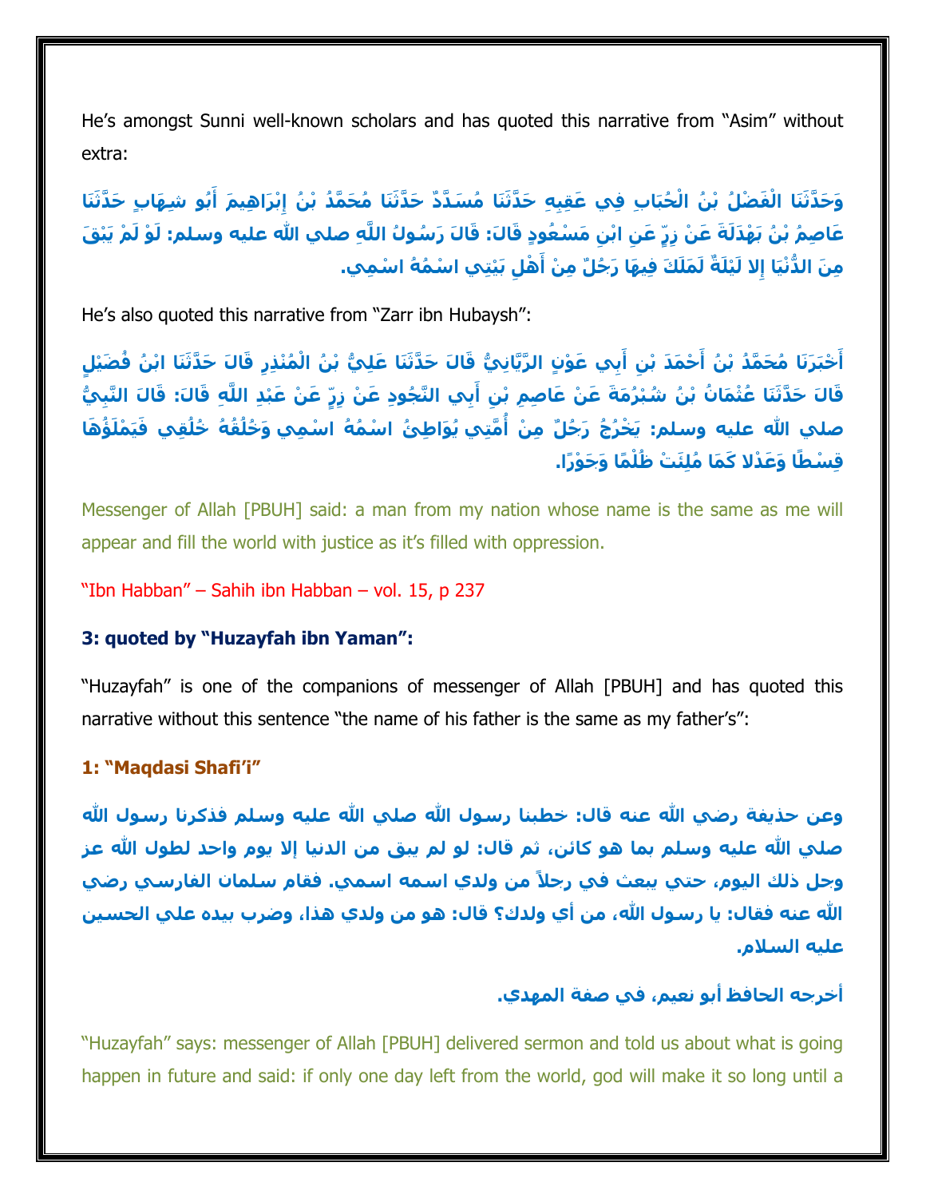He's amongst Sunni well-known scholars and has quoted this narrative from "Asim" without extra:

**وَحَدَّثَنَا الْفَضْلُ بْنُ الْحُبَابِ فِي عَقِبِهِ حَدَّثَنَا مُسَدَّدٌ حَدَّثَنَا مُحَمَّدُ بْنُ إِبْرَاهِيمَ أَبُو شِهَابٍ حَدَّثَنَا عَاصِمُ بْنُ بَهْدَلَةَ عَنْ زِرٍّ عَنِ ابْنِ مَسْعُودٍ قَالَ: قَالَ رَسُولُ اللَّهِ صلي الله عليه وسلم: لَوْ لَمْ يَبْقَ مِنَ الدُّنْيَا إِلا لَيْلَةٌ لَمَلَكَ فِيهَا رَجُلٌ مِنْ أَهْلِ بَيْتِي اسْمُهُ اسْمِي.**

He's also quoted this narrative from "Zarr ibn Hubaysh":

**أَخْبَرَنَا مُحَمَّدُ بْنُ أَحْمَدَ بْنِ أَبِي عَوْنٍ الرَّيَّانِيُّ قَالَ حَدَّثَنَا عَلِيُّ بْنُ الْمُنْذِرِ قَالَ حَدَّثَنَا ابْنُ فُضَيْلٍ قَالَ حَدَّثَنَا عُثْمَانُ بْنُ شُبْرُمَةَ عَنْ عَاصِمِ بْنِ أَبِي النَّجُودِ عَنْ زِرٍّ عَنْ عَبْدِ اللَّهِ قَالَ: قَالَ النَّبِيُّ صلي الله عليه وسلم: يَخْرُجُ رَجُلٌ مِنْ أُمَّتِي يُوَاطِئُ اسْمُهُ اسْمِي وَخُلُقُهُ خُلُقِي فَيَمْلَؤُهَا قِسْطًا وَعَدْلا كَمَا مُلِئَتْ ظُلْمًا وَجَوْرًا.**

Messenger of Allah [PBUH] said: a man from my nation whose name is the same as me will appear and fill the world with justice as it's filled with oppression.

"Ibn Habban" – Sahih ibn Habban – vol. 15, p 237

### 3: quoted by "Huzayfah ibn Yaman":

"Huzayfah" is one of the companions of messenger of Allah [PBUH] and has quoted this narrative without this sentence "the name of his father is the same as my father's":

#### 1: "Maqdasi Shafi'i"

**وعن حذيفة رضي الله عنه قال: خطبنا رسول الله صلي الله عليه وسلم فذكرنا رسول الله صلي الله عليه وسلم بما هو كائن، ثم قال: لو لم يبق من الدنيا إلا يوم واحد لطول الله عز وجل ذلك اليوم، حتي يبعث في رجلاً من ولدي اسمه اسمي. فقام سلمان الفارسي رضي الله عنه فقال: يا رسول الله، من أي ولدك؟ قال: هو من ولدي هذا، وضرب بيده علي الحسين عليه السلام.**

**أخرجه الحافظ أبو نعيم، في صفة المهدي.**

"Huzayfah" says: messenger of Allah [PBUH] delivered sermon and told us about what is going happen in future and said: if only one day left from the world, god will make it so long until a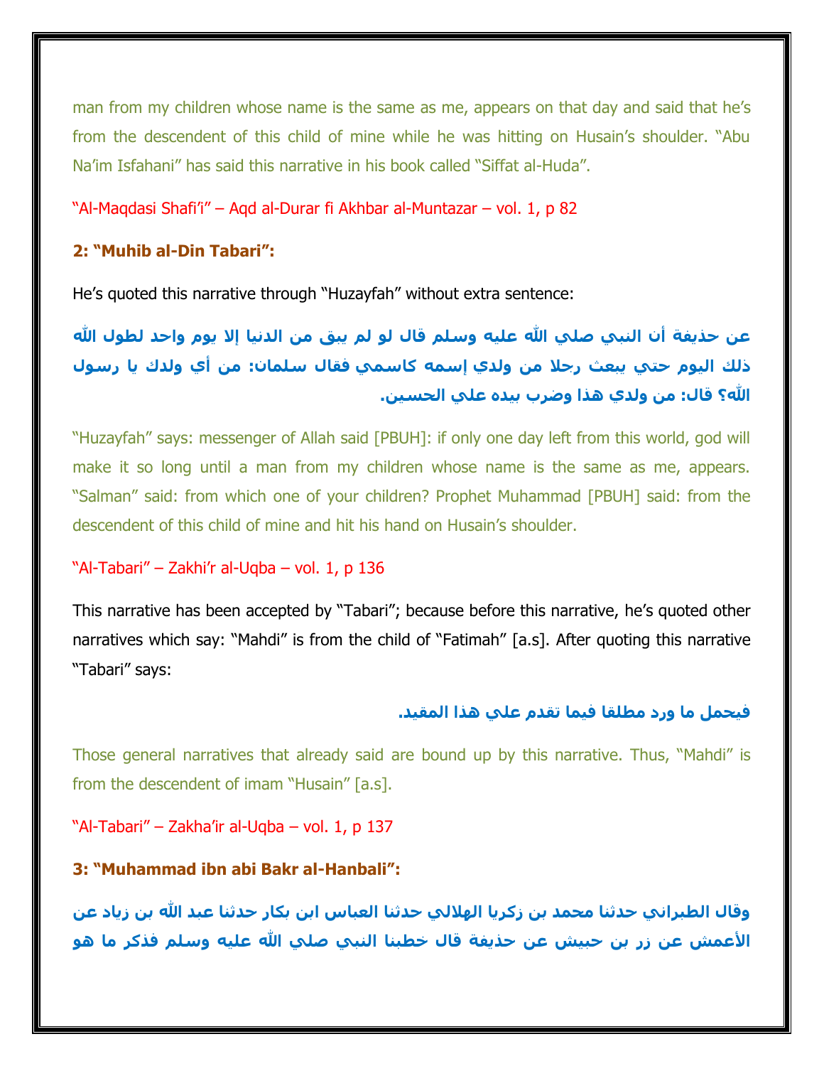man from my children whose name is the same as me, appears on that day and said that he's from the descendent of this child of mine while he was hitting on Husain's shoulder. "Abu Na'im Isfahani" has said this narrative in his book called "Siffat al-Huda".

"Al-Maqdasi Shafi'i" – Aqd al-Durar fi Akhbar al-Muntazar – vol. 1, p 82

**2: "Muhib al-Din Tabari":**

He's quoted this narrative through "Huzayfah" without extra sentence:

**عن حذيفة أن النبي صلي الله عليه وسلم قال لو لم يبق من الدنيا إلا يوم واحد لطول الله ذلك اليوم حتي يبعث رجلا من ولدي إسمه كاسمي فقال سلمان: من أي ولدك يا رسول الله؟ قال: من ولدي هذا وضرب بيده علي الحسين.**

"Huzayfah" says: messenger of Allah said [PBUH]: if only one day left from this world, god will make it so long until a man from my children whose name is the same as me, appears. "Salman" said: from which one of your children? Prophet Muhammad [PBUH] said: from the descendent of this child of mine and hit his hand on Husain's shoulder.

"Al-Tabari" – Zakhi'r al-Uqba – vol. 1, p 136

This narrative has been accepted by "Tabari"; because before this narrative, he's quoted other narratives which say: "Mahdi" is from the child of "Fatimah" [a.s]. After quoting this narrative "Tabari" says:

**فيحمل ما ورد مطلقا فيما تقدم علي هذا المقيد.**

Those general narratives that already said are bound up by this narrative. Thus, "Mahdi" is from the descendent of imam "Husain" [a.s].

"Al-Tabari" – Zakha'ir al-Uqba – vol. 1, p 137

**3: "Muhammad ibn abi Bakr al-Hanbali":**

**وقال الطبراني حدثنا محمد بن زكريا الهلالي حدثنا العباس ابن بكار حدثنا عبد الله بن زياد عن الأعمش عن زر بن حبيش عن حذيفة قال خطبنا النبي صلي الله عليه وسلم فذكر ما هو**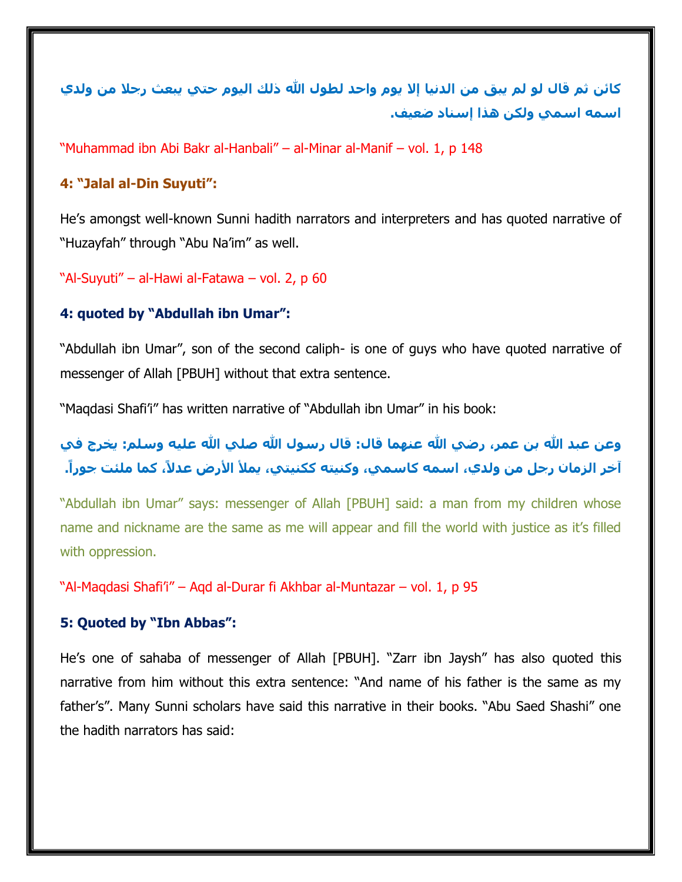**كائن ثم قال لو لم يبق من الدنيا إلا يوم واحد لطول الله ذلك اليوم حتي يبعث رجلا من ولدي اسمه اسمي ولكن هذا إسناد ضعيف.**

"Muhammad ibn Abi Bakr al-Hanbali" – al-Minar al-Manif – vol. 1, p 148

**4: "Jalal al-Din Suyuti":**

He's amongst well-known Sunni hadith narrators and interpreters and has quoted narrative of "Huzayfah" through "Abu Na'im" as well.

"Al-Suyuti" – al-Hawi al-Fatawa – vol. 2, p 60

**4: quoted by "Abdullah ibn Umar":**

"Abdullah ibn Umar", son of the second caliph- is one of guys who have quoted narrative of messenger of Allah [PBUH] without that extra sentence.

"Maqdasi Shafi'i" has written narrative of "Abdullah ibn Umar" in his book:

**وعن عبد الله بن عمر، رضي الله عنهما قال: قال رسول الله صلي الله عليه وسلم: يخرج في آخر الزمان رجل من ولدي، اسمه كاسمي، وكنيته ككنيتي، يملأ الأرض عدلاً، كما ملئت جوراً.**

"Abdullah ibn Umar" says: messenger of Allah [PBUH] said: a man from my children whose name and nickname are the same as me will appear and fill the world with justice as it's filled with oppression.

"Al-Maqdasi Shafi'i" – Aqd al-Durar fi Akhbar al-Muntazar – vol. 1, p 95

**5: Quoted by "Ibn Abbas":**

He's one of sahaba of messenger of Allah [PBUH]. "Zarr ibn Jaysh" has also quoted this narrative from him without this extra sentence: "And name of his father is the same as my father's". Many Sunni scholars have said this narrative in their books. "Abu Saed Shashi" one the hadith narrators has said: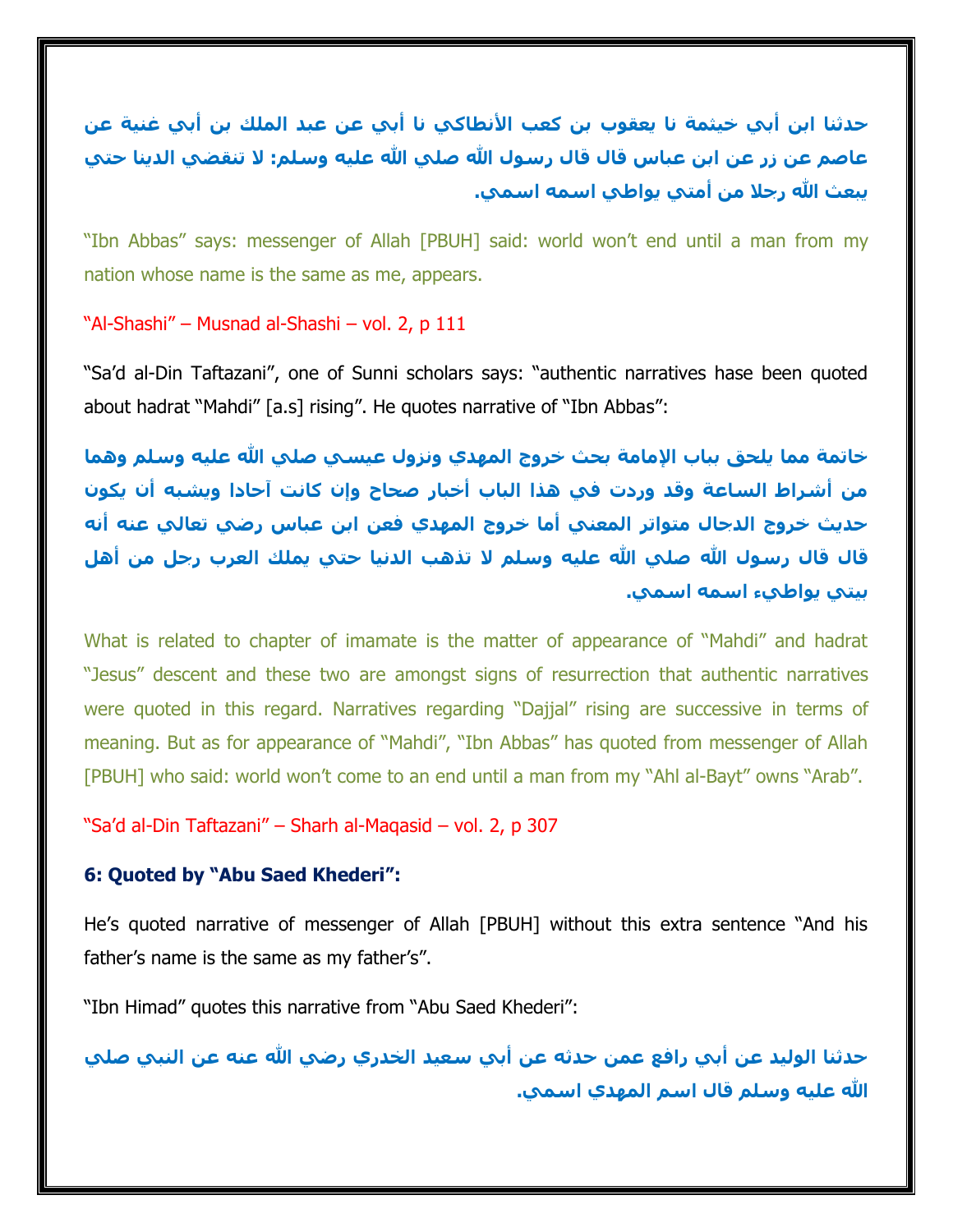**حدثنا ابن أبي خيثمة نا يعقوب بن كعب الأنطاكي نا أبي عن عبد الملك بن أبي غنية عن عاصم عن زر عن ابن عباس قال قال رسول الله صلي الله عليه وسلم: لا تنقضي الدينا حتي يبعث الله رجلا من أمتي يواطي اسمه اسمي.**

"Ibn Abbas" says: messenger of Allah [PBUH] said: world won't end until a man from my nation whose name is the same as me, appears.

"Al-Shashi" – Musnad al-Shashi – vol. 2, p 111

"Sa'd al-Din Taftazani", one of Sunni scholars says: "authentic narratives hase been quoted about hadrat "Mahdi" [a.s] rising". He quotes narrative of "Ibn Abbas":

**خاتمة مما يلحق بباب الإمامة بحث خروج المهدي ونزول عيسي صلي الله عليه وسلم وهما من أشراط الساعة وقد وردت في هذا الباب أخبار صحاح وإن كانت آحادا ويشبه أن يكون حديث خروج الدجال متواتر المعني أما خروج المهدي فعن ابن عباس رضي تعالي عنه أنه قال قال رسول الله صلي الله عليه وسلم لا تذهب الدنيا حتي يملك العرب رجل من أهل بيتي يواطيء اسمه اسمي.**

What is related to chapter of imamate is the matter of appearance of "Mahdi" and hadrat "Jesus" descent and these two are amongst signs of resurrection that authentic narratives were quoted in this regard. Narratives regarding "Dajjal" rising are successive in terms of meaning. But as for appearance of "Mahdi", "Ibn Abbas" has quoted from messenger of Allah [PBUH] who said: world won't come to an end until a man from my "Ahl al-Bayt" owns "Arab".

"Sa'd al-Din Taftazani" – Sharh al-Maqasid – vol. 2, p 307

**6: Quoted by "Abu Saed Khederi":**

He's quoted narrative of messenger of Allah [PBUH] without this extra sentence "And his father's name is the same as my father's".

"Ibn Himad" quotes this narrative from "Abu Saed Khederi":

**حدثنا الوليد عن أبي رافع عمن حدثه عن أبي سعيد الخدري رضي الله عنه عن النبي صلي الله عليه وسلم قال اسم المهدي اسمي.**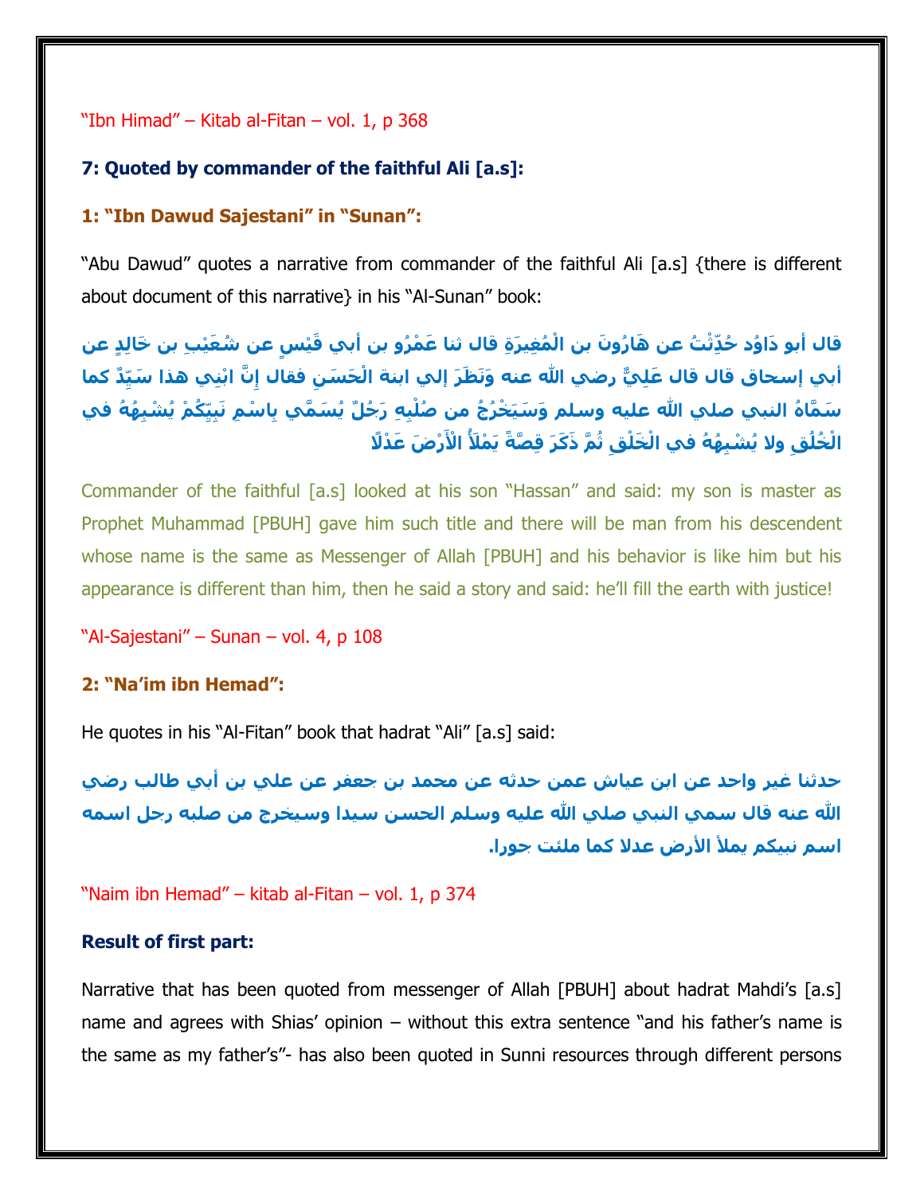"Ibn Himad" – Kitab al-Fitan – vol. 1, p 368

**7: Quoted by commander of the faithful Ali [a.s]:**

**1: "Ibn Dawud Sajestani" in "Sunan":**

"Abu Dawud" quotes a narrative from commander of the faithful Ali [a.s] {there is different about document of this narrative} in his "Al-Sunan" book:

**قال أبو دَاوُد حُدِّثْتُ عن هَارُونَ بن الْمُغِيرَةِ قال ثنا عَمْرُو بن أبي قَيْسٍ عن شُعَيْبِ بن خَالِدٍ عن أبي إسحاق قال قال عَلِيٌّ رضي الله عنه وَنَظَرَ إلي ابنه الْحَسَنِ فقال إنَّ ابْنِي هذا سَيِّدٌ كما سَمَّاهُ النبي صلي الله عليه وسلم وَسَيَخْرُجُ من صُلْبِهِ رَجُلٌ يُسَمَّي بِاسْمِ نَبِيِّكُمْ يُشْبِهُهُ في الْخُلُقِ ولا يُشْبِهُهُ في الْخَلْقِ ثُمَّ ذَكَرَ قِصَّةً يَمْلَأُ الْأَرْضَ عَدْلًا**

Commander of the faithful [a.s] looked at his son "Hassan" and said: my son is master as Prophet Muhammad [PBUH] gave him such title and there will be man from his descendent whose name is the same as Messenger of Allah [PBUH] and his behavior is like him but his appearance is different than him, then he said a story and said: he'll fill the earth with justice!

"Al-Sajestani" – Sunan – vol. 4, p 108

**2: "Na'im ibn Hemad":**

He quotes in his "Al-Fitan" book that hadrat "Ali" [a.s] said:

**حدثنا غير واحد عن ابن عياش عمن حدثه عن محمد بن جعفر عن علي بن أبي طالب رضي الله عنه قال سمي النبي صلي الله عليه وسلم الحسن سيدا وسيخرج من صلبه رجل اسمه اسم نبيكم يملأ الأرض عدلا كما ملئت جورا.**

"Naim ibn Hemad" – kitab al-Fitan – vol. 1, p 374

**Result of first part:**

Narrative that has been quoted from messenger of Allah [PBUH] about hadrat Mahdi's [a.s] name and agrees with Shias' opinion – without this extra sentence "and his father's name is the same as my father's"- has also been quoted in Sunni resources through different persons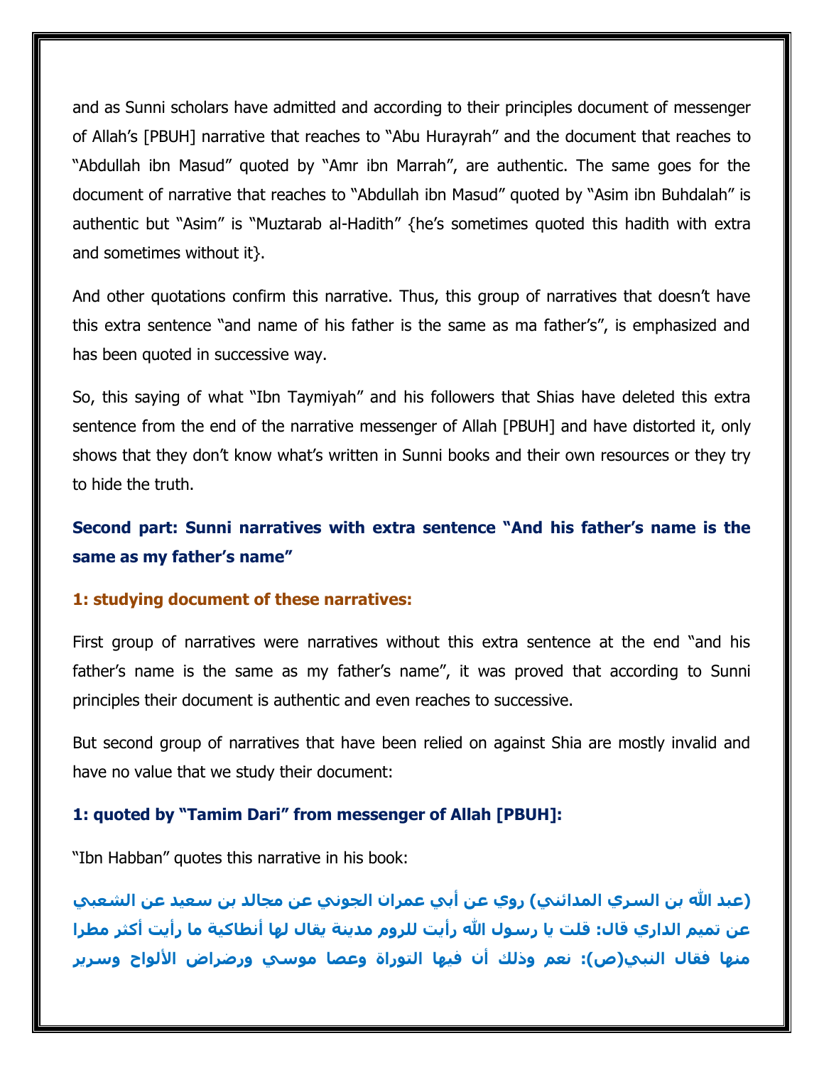and as Sunni scholars have admitted and according to their principles document of messenger of Allah's [PBUH] narrative that reaches to "Abu Hurayrah" and the document that reaches to "Abdullah ibn Masud" quoted by "Amr ibn Marrah", are authentic. The same goes for the document of narrative that reaches to "Abdullah ibn Masud" quoted by "Asim ibn Buhdalah" is authentic but "Asim" is "Muztarab al-Hadith" {he's sometimes quoted this hadith with extra and sometimes without it}.

And other quotations confirm this narrative. Thus, this group of narratives that doesn't have this extra sentence "and name of his father is the same as ma father's", is emphasized and has been quoted in successive way.

So, this saying of what "Ibn Taymiyah" and his followers that Shias have deleted this extra sentence from the end of the narrative messenger of Allah [PBUH] and have distorted it, only shows that they don't know what's written in Sunni books and their own resources or they try to hide the truth.

### Second part: Sunni narratives with extra sentence "And his father's name is the same as my father's name"

#### 1: studying document of these narratives:

First group of narratives were narratives without this extra sentence at the end "and his father's name is the same as my father's name", it was proved that according to Sunni principles their document is authentic and even reaches to successive.

But second group of narratives that have been relied on against Shia are mostly invalid and have no value that we study their document:

#### 1: quoted by "Tamim Dari" from messenger of Allah [PBUH]:

"Ibn Habban" quotes this narrative in his book:

**(عبد الله بن السري المدائني) روي عن أبي عمران الجوني عن مجالد بن سعيد عن الشعبي عن تميم الداري قال: قلت يا رسول الله رأيت للروم مدينة يقال لها أنطاكية ما رأيت أكثر مطرا منها فقال النبي(ص): نعم وذلك أن فيها التوراة وعصا موسي ورضراض الألواح وسرير**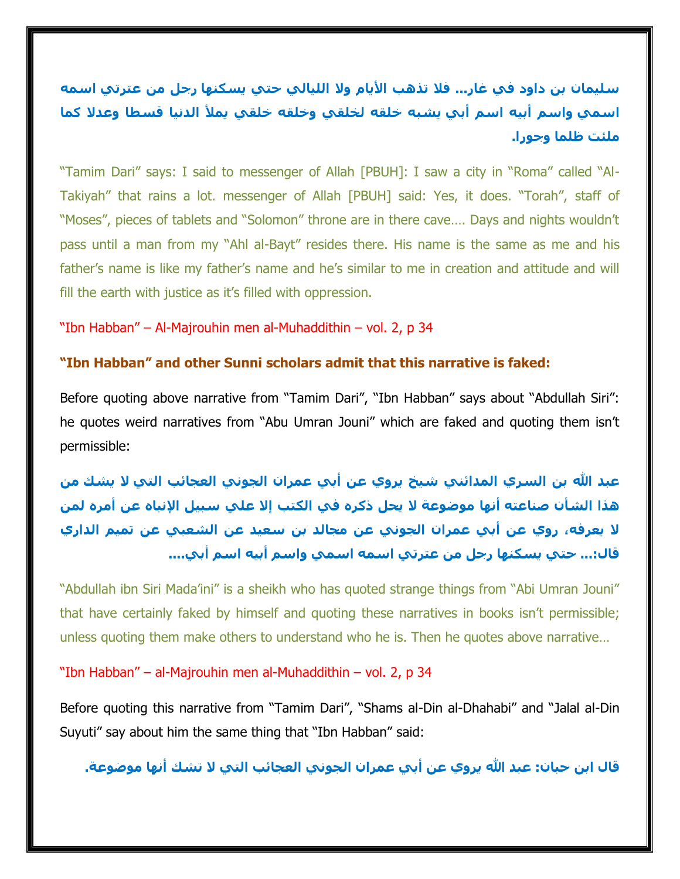**سليمان بن داود في غار... فلا تذهب الأيام ولا الليالي حتي يسكنها رجل من عترتي اسمه اسمي واسم أبيه اسم أبي يشبه خلقه لخلقي وخلقه خلقي يملأ الدنيا قسطا وعدلا كما ملئت ظلما وجورا.**

"Tamim Dari" says: I said to messenger of Allah [PBUH]: I saw a city in "Roma" called "Al-Takiyah" that rains a lot. messenger of Allah [PBUH] said: Yes, it does. "Torah", staff of "Moses", pieces of tablets and "Solomon" throne are in there cave…. Days and nights wouldn't pass until a man from my "Ahl al-Bayt" resides there. His name is the same as me and his father's name is like my father's name and he's similar to me in creation and attitude and will fill the earth with justice as it's filled with oppression.

"Ibn Habban" – Al-Majrouhin men al-Muhaddithin – vol. 2, p 34

**"Ibn Habban" and other Sunni scholars admit that this narrative is faked:**

Before quoting above narrative from "Tamim Dari", "Ibn Habban" says about "Abdullah Siri": he quotes weird narratives from "Abu Umran Jouni" which are faked and quoting them isn't permissible:

**عبد الله بن السري المدائني شيخ يروي عن أبي عمران الجوني العجائب التي لا يشك من هذا الشأن صناعته أنها موضوعة لا يحل ذكره في الكتب إلا علي سبيل الإنباه عن أمره لمن لا يعرفه، روي عن أبي عمران الجوني عن مجالد بن سعيد عن الشعبي عن تميم الداري قال:... حتي يسكنها رجل من عترتي اسمه اسمي واسم أبيه اسم أبي....**

"Abdullah ibn Siri Mada'ini" is a sheikh who has quoted strange things from "Abi Umran Jouni" that have certainly faked by himself and quoting these narratives in books isn't permissible; unless quoting them make others to understand who he is. Then he quotes above narrative…

"Ibn Habban" – al-Majrouhin men al-Muhaddithin – vol. 2, p 34

Before quoting this narrative from "Tamim Dari", "Shams al-Din al-Dhahabi" and "Jalal al-Din Suyuti" say about him the same thing that "Ibn Habban" said:

**قال ابن حبان: عبد الله يروي عن أبي عمران الجوني العجائب التي لا تشك أنها موضوعة.**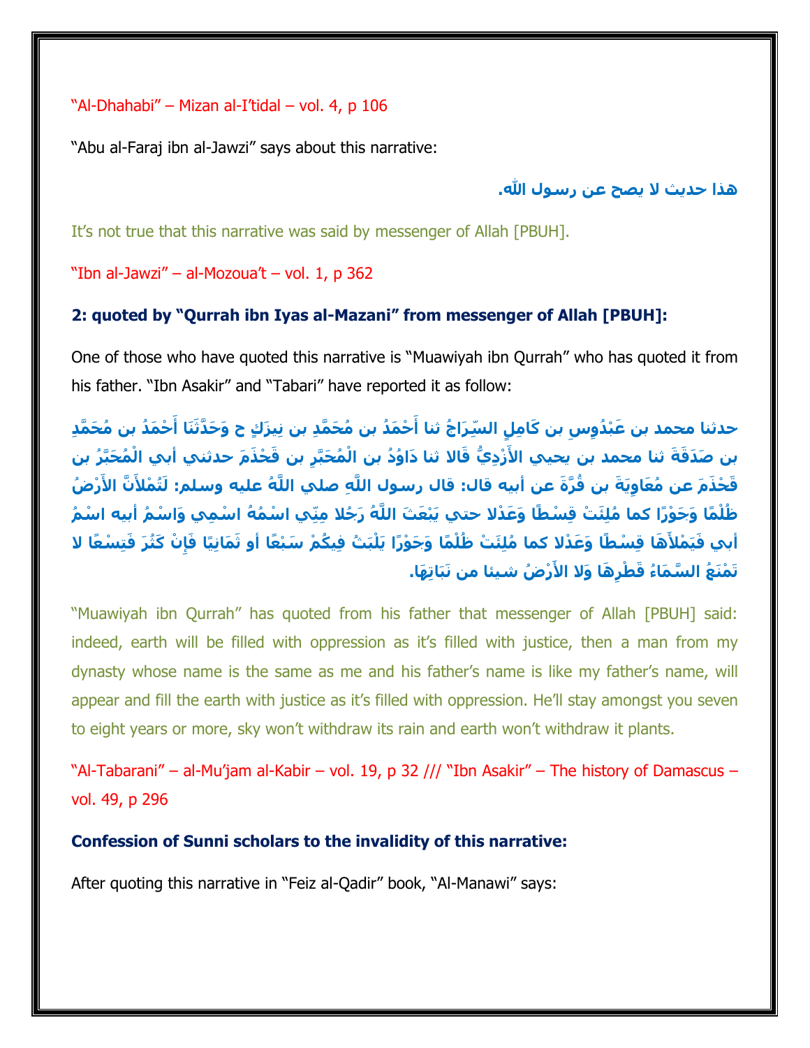"Al-Dhahabi" – Mizan al-I'tidal – vol. 4, p 106

"Abu al-Faraj ibn al-Jawzi" says about this narrative:

**هذا حديث لا يصح عن رسول الله.**

It's not true that this narrative was said by messenger of Allah [PBUH].

"Ibn al-Jawzi" – al-Mozoua't – vol. 1, p 362

**2: quoted by "Qurrah ibn Iyas al-Mazani" from messenger of Allah [PBUH]:**

One of those who have quoted this narrative is "Muawiyah ibn Qurrah" who has quoted it from his father. "Ibn Asakir" and "Tabari" have reported it as follow:

**حدثنا محمد بن عَبْدُوسِ بن كَامِلٍ السِّرَاجُ ثنا أَحْمَدُ بن مُحَمَّدِ بن نِيزَكٍ ح وَحَدَّثَنَا أَحْمَدُ بن مُحَمَّدِ بن صَدَقَةَ ثنا محمد بن يحيي الأَزْدِيُّ قَالا ثنا دَاوُدُ بن الْمُحَبَّرِ بن قَحْذَمَ حدثني أبي الْمُحَبَّرُ بن قَحْذَمَ عن مُعَاوِيَةَ بن قُرَّةَ عن أبيه قال: قال رسول اللَّهِ صلي اللَّهُ عليه وسلم: لَتُمْلأَنَّ الأَرْضُ ظُلْمًا وَجَوْرًا كما مُلِئَتْ قِسْطًا وَعَدْلا حتي يَبْعَثَ اللَّهُ رَجُلا مِنِّي اسْمُهُ اسْمِي وَاسْمُ أبيه اسْمُ أبي فَيَمْلأَهَا قِسْطًا وَعَدْلا كما مُلِئَتْ ظُلْمًا وَجَوْرًا يَلْبَثُ فِيكُمْ سَبْعًا أو ثَمَانِيًا فَإِنْ كَثُرَ فَتِسْعًا لا تَمْنَعُ السَّمَاءُ قَطْرِهَا وَلا الأَرْضُ شيئا من نَبَاتِهَا.**

"Muawiyah ibn Qurrah" has quoted from his father that messenger of Allah [PBUH] said: indeed, earth will be filled with oppression as it's filled with justice, then a man from my dynasty whose name is the same as me and his father's name is like my father's name, will appear and fill the earth with justice as it's filled with oppression. He'll stay amongst you seven to eight years or more, sky won't withdraw its rain and earth won't withdraw it plants.

"Al-Tabarani" – al-Mu'jam al-Kabir – vol. 19, p 32 /// "Ibn Asakir" – The history of Damascus – vol. 49, p 296

**Confession of Sunni scholars to the invalidity of this narrative:**

After quoting this narrative in "Feiz al-Qadir" book, "Al-Manawi" says: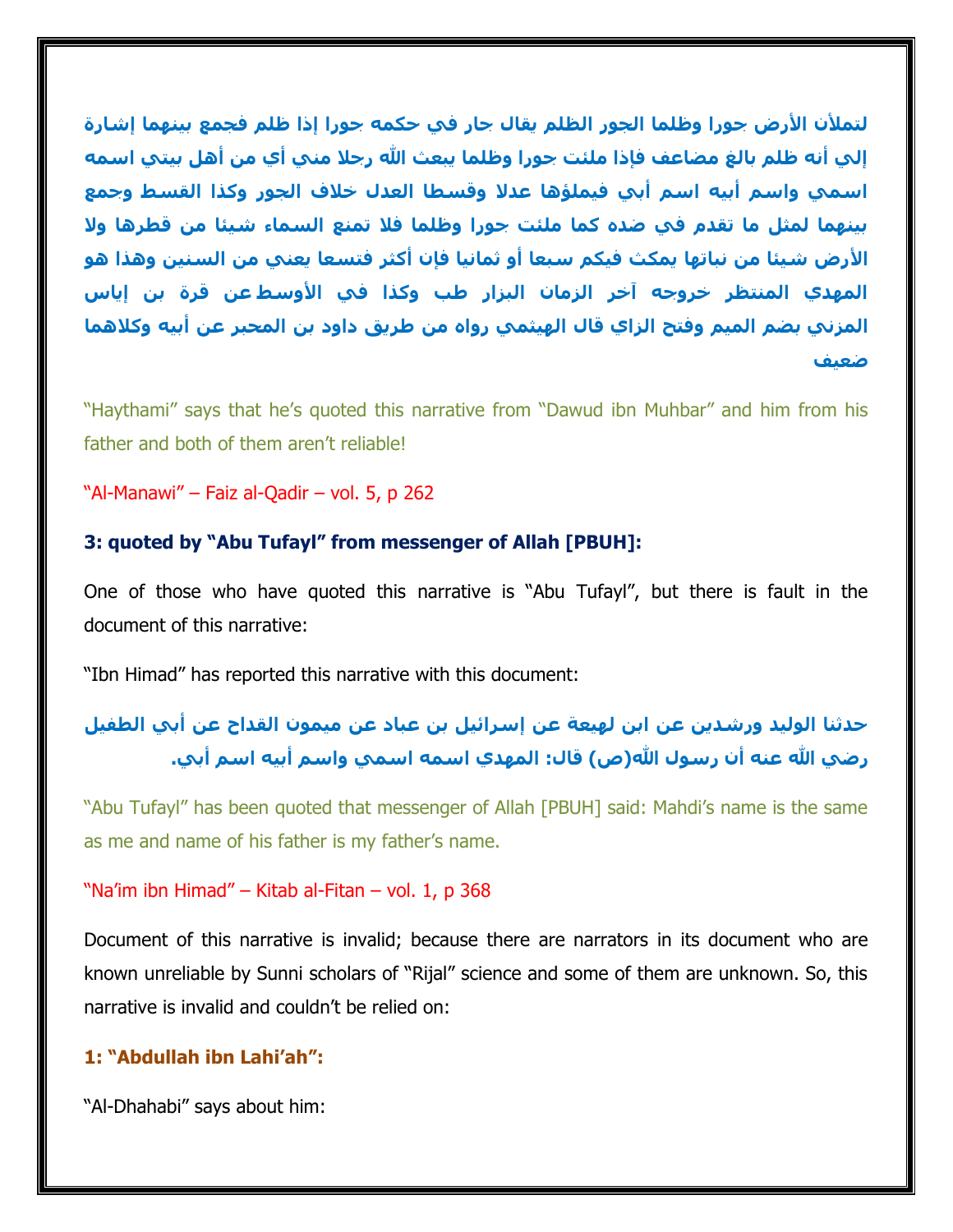**لتملأن الأرض جورا وظلما الجور الظلم يقال جار في حكمه جورا إذا ظلم فجمع بينهما إشارة إلي أنه ظلم بالغ مضاعف فإذا ملئت جورا وظلما يبعث الله رجلا مني أي من أهل بيتي اسمه اسمي واسم أبيه اسم أبي فيملؤها عدلا وقسطا العدل خلاف الجور وكذا القسط وجمع بينهما لمثل ما تقدم في ضده كما ملئت جورا وظلما فلا تمنع السماء شيئا من قطرها ولا الأرض شيئا من نباتها يمكث فيكم سبعا أو ثمانيا فإن أكثر فتسعا يعني من السنين وهذا هو المهدي المنتظر خروجه آخر الزمان البزار طب وكذا في الأوسط عن قرة بن إياس المزني بضم الميم وفتح الزاي قال الهيثمي رواه من طريق داود بن المحبر عن أبيه وكلاهما ضعيف**

"Haythami" says that he's quoted this narrative from "Dawud ibn Muhbar" and him from his father and both of them aren't reliable!

"Al-Manawi" – Faiz al-Qadir – vol. 5, p 262

**3: quoted by "Abu Tufayl" from messenger of Allah [PBUH]:**

One of those who have quoted this narrative is "Abu Tufayl", but there is fault in the document of this narrative:

"Ibn Himad" has reported this narrative with this document:

**حدثنا الوليد ورشدين عن ابن لهيعة عن إسرائيل بن عباد عن ميمون القداح عن أبي الطفيل رضي الله عنه أن رسول الله(ص) قال: المهدي اسمه اسمي واسم أبيه اسم أبي.**

"Abu Tufayl" has been quoted that messenger of Allah [PBUH] said: Mahdi's name is the same as me and name of his father is my father's name.

"Na'im ibn Himad" – Kitab al-Fitan – vol. 1, p 368

Document of this narrative is invalid; because there are narrators in its document who are known unreliable by Sunni scholars of "Rijal" science and some of them are unknown. So, this narrative is invalid and couldn't be relied on:

**1: "Abdullah ibn Lahi'ah":**

"Al-Dhahabi" says about him: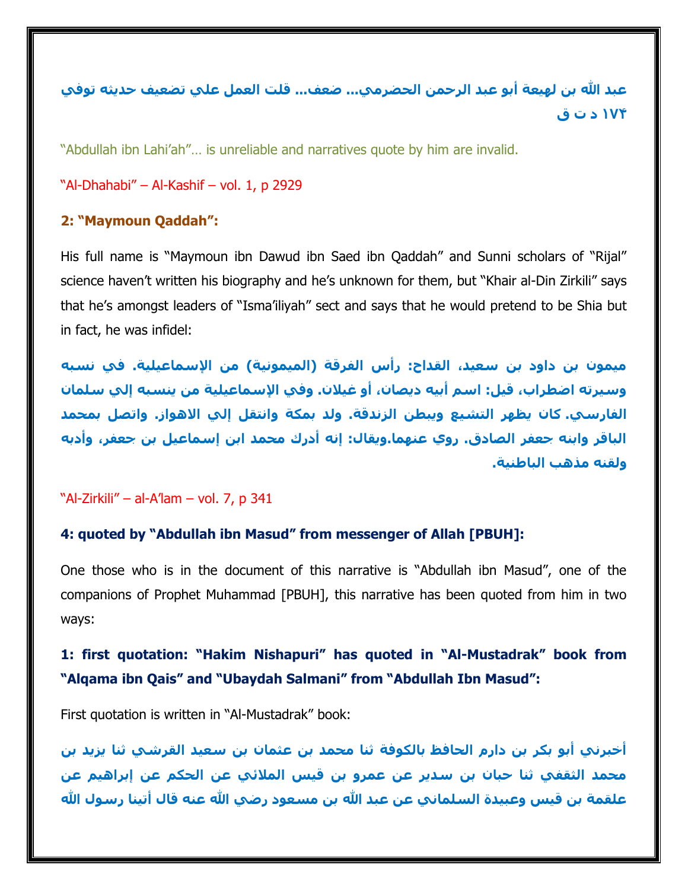**عبد الله بن لهيعة أبو عبد الرحمن الحضرمي... ضعف... قلت العمل علي تضعيف حديثه توفي ١٧٤ د ت ق**

"Abdullah ibn Lahi'ah"… is unreliable and narratives quote by him are invalid.

"Al-Dhahabi" – Al-Kashif – vol. 1, p 2929

**2: "Maymoun Qaddah":**

His full name is "Maymoun ibn Dawud ibn Saed ibn Qaddah" and Sunni scholars of "Rijal" science haven't written his biography and he's unknown for them, but "Khair al-Din Zirkili" says that he's amongst leaders of "Isma'iliyah" sect and says that he would pretend to be Shia but in fact, he was infidel:

**ميمون بن داود بن سعيد، القداح: رأس الفرقة (الميمونية) من الإسماعيلية. في نسبه وسيرته اضطراب، قيل: اسم أبيه ديصان، أو غيلان. وفي الإسماعيلية من ينسبه إلي سلمان الفارسي. كان يظهر التشيع ويبطن الزندقة. ولد بمكة وانتقل إلي الاهواز. واتصل بمحمد الباقر وابنه جعفر الصادق. روي عنهما.ويقال: إنه أدرك محمد ابن إسماعيل بن جعفر، وأدبه ولقنه مذهب الباطنية.**

"Al-Zirkili" – al-A'lam – vol. 7, p 341

**4: quoted by "Abdullah ibn Masud" from messenger of Allah [PBUH]:**

One those who is in the document of this narrative is "Abdullah ibn Masud", one of the companions of Prophet Muhammad [PBUH], this narrative has been quoted from him in two ways:

**1: first quotation: "Hakim Nishapuri" has quoted in "Al-Mustadrak" book from "Alqama ibn Qais" and "Ubaydah Salmani" from "Abdullah Ibn Masud":**

First quotation is written in "Al-Mustadrak" book:

**أخبرني أبو بكر بن دارم الحافظ بالكوفة ثنا محمد بن عثمان بن سعيد القرشي ثنا يزيد بن محمد الثقفي ثنا حبان بن سدير عن عمرو بن قيس الملائي عن الحكم عن إبراهيم عن علقمة بن قيس وعبيدة السلماني عن عبد الله بن مسعود رضي الله عنه قال أتينا رسول الله**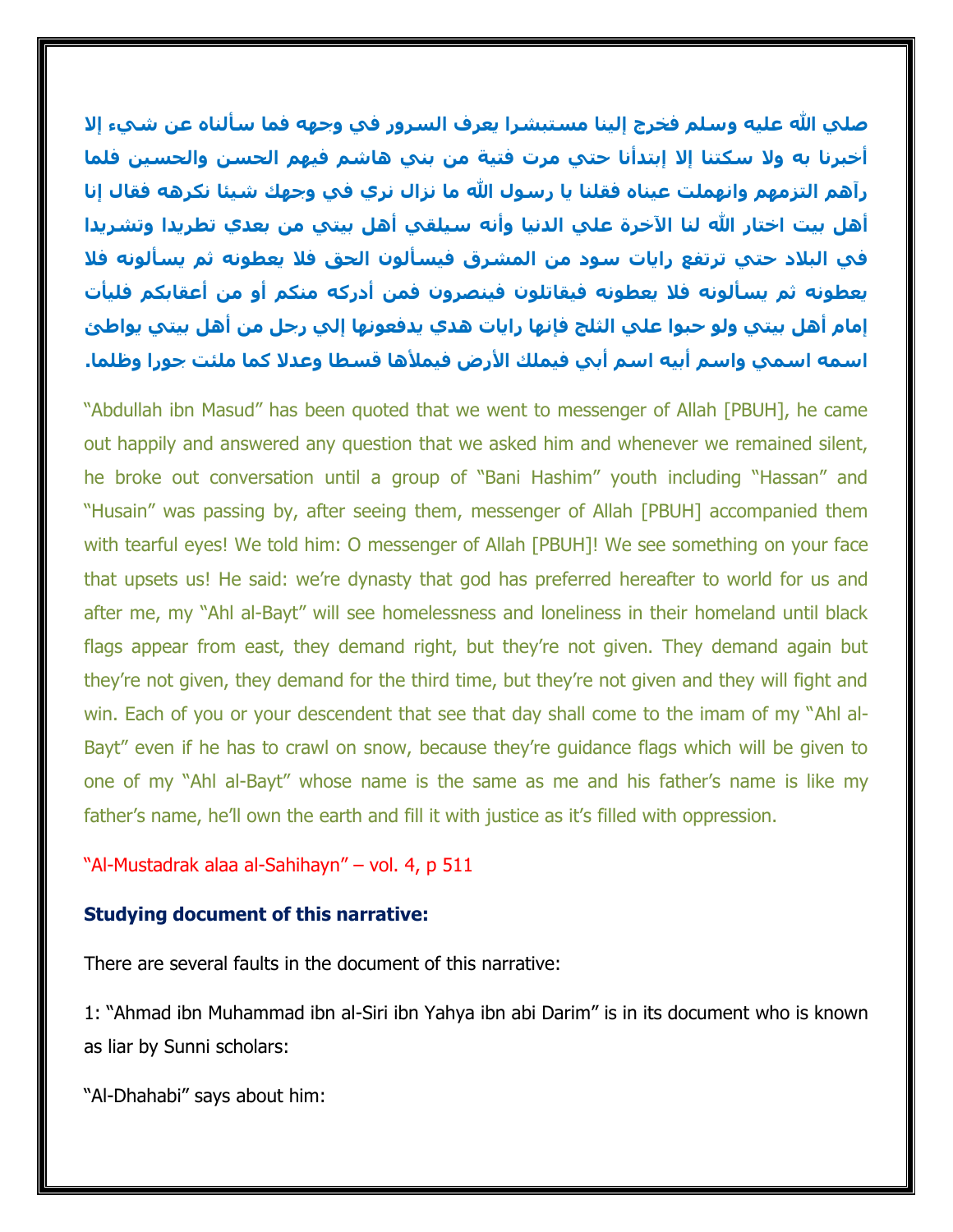**صلي الله عليه وسلم فخرج إلينا مستبشرا يعرف السرور في وجهه فما سألناه عن شيء إلا أخبرنا به ولا سكتنا إلا إبتدأنا حتي مرت فتية من بني هاشم فيهم الحسن والحسين فلما رآهم التزمهم وانهملت عيناه فقلنا يا رسول الله ما نزال نري في وجهك شيئا نكرهه فقال إنا أهل بيت اختار الله لنا الآخرة علي الدنيا وأنه سيلقي أهل بيتي من بعدي تطريدا وتشريدا في البلاد حتي ترتفع رايات سود من المشرق فيسألون الحق فلا يعطونه ثم يسألونه فلا يعطونه ثم يسألونه فلا يعطونه فيقاتلون فينصرون فمن أدركه منكم أو من أعقابكم فليأت إمام أهل بيتي ولو حبوا علي الثلج فإنها رايات هدي يدفعونها إلي رجل من أهل بيتي يواطئ اسمه اسمي واسم أبيه اسم أبي فيملك الأرض فيملأها قسطا وعدلا كما ملئت جورا وظلما.**

"Abdullah ibn Masud" has been quoted that we went to messenger of Allah [PBUH], he came out happily and answered any question that we asked him and whenever we remained silent, he broke out conversation until a group of "Bani Hashim" youth including "Hassan" and "Husain" was passing by, after seeing them, messenger of Allah [PBUH] accompanied them with tearful eyes! We told him: O messenger of Allah [PBUH]! We see something on your face that upsets us! He said: we're dynasty that god has preferred hereafter to world for us and after me, my "Ahl al-Bayt" will see homelessness and loneliness in their homeland until black flags appear from east, they demand right, but they're not given. They demand again but they're not given, they demand for the third time, but they're not given and they will fight and win. Each of you or your descendent that see that day shall come to the imam of my "Ahl al-Bayt" even if he has to crawl on snow, because they're guidance flags which will be given to one of my "Ahl al-Bayt" whose name is the same as me and his father's name is like my father's name, he'll own the earth and fill it with justice as it's filled with oppression.

"Al-Mustadrak alaa al-Sahihayn" – vol. 4, p 511

**Studying document of this narrative:**

There are several faults in the document of this narrative:

1: "Ahmad ibn Muhammad ibn al-Siri ibn Yahya ibn abi Darim" is in its document who is known as liar by Sunni scholars:

"Al-Dhahabi" says about him: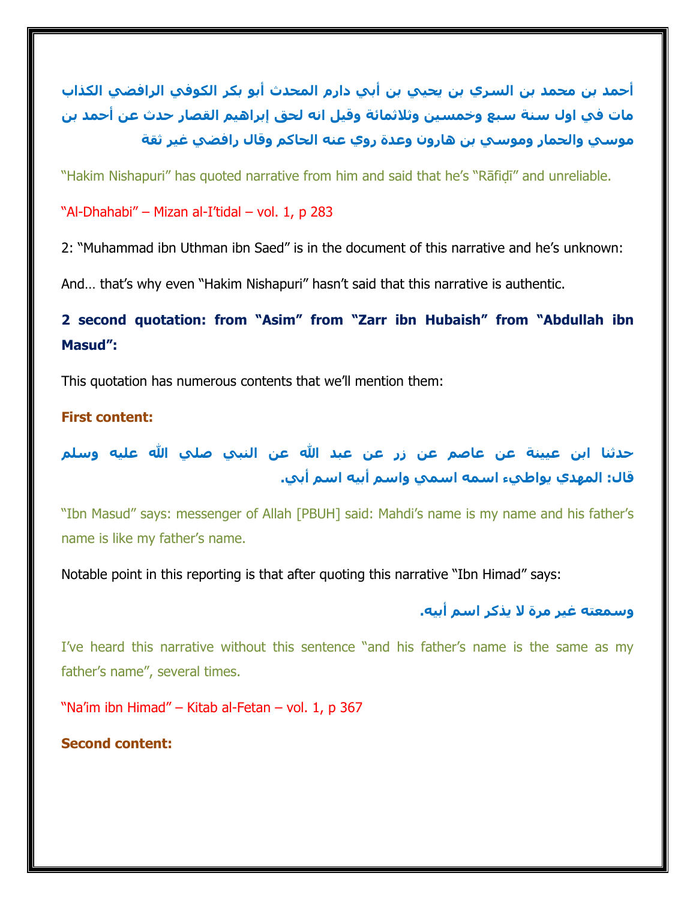**أحمد بن محمد بن السري بن يحيي بن أبي دارم المحدث أبو بكر الكوفي الرافضي الكذاب مات في اول سنة سبع وخمسين وثلاثمائة وقيل انه لحق إبراهيم القصار حدث عن أحمد بن موسي والحمار وموسي بن هارون وعدة روي عنه الحاكم وقال رافضي غير ثقة**

"Hakim Nishapuri" has quoted narrative from him and said that he's "Rāfiḍī" and unreliable.

"Al-Dhahabi" – Mizan al-I'tidal – vol. 1, p 283

2: "Muhammad ibn Uthman ibn Saed" is in the document of this narrative and he's unknown:

And… that's why even "Hakim Nishapuri" hasn't said that this narrative is authentic.

**2 second quotation: from "Asim" from "Zarr ibn Hubaish" from "Abdullah ibn Masud":**

This quotation has numerous contents that we'll mention them:

**First content:**

**حدثنا ابن عيينة عن عاصم عن زر عن عبد الله عن النبي صلي الله عليه وسلم قال: المهدي يواطيء اسمه اسمي واسم أبيه اسم أبي.**

"Ibn Masud" says: messenger of Allah [PBUH] said: Mahdi's name is my name and his father's name is like my father's name.

Notable point in this reporting is that after quoting this narrative "Ibn Himad" says:

**وسمعته غير مرة لا يذكر اسم أبيه.**

I've heard this narrative without this sentence "and his father's name is the same as my father's name", several times.

"Na'im ibn Himad" – Kitab al-Fetan – vol. 1, p 367

**Second content:**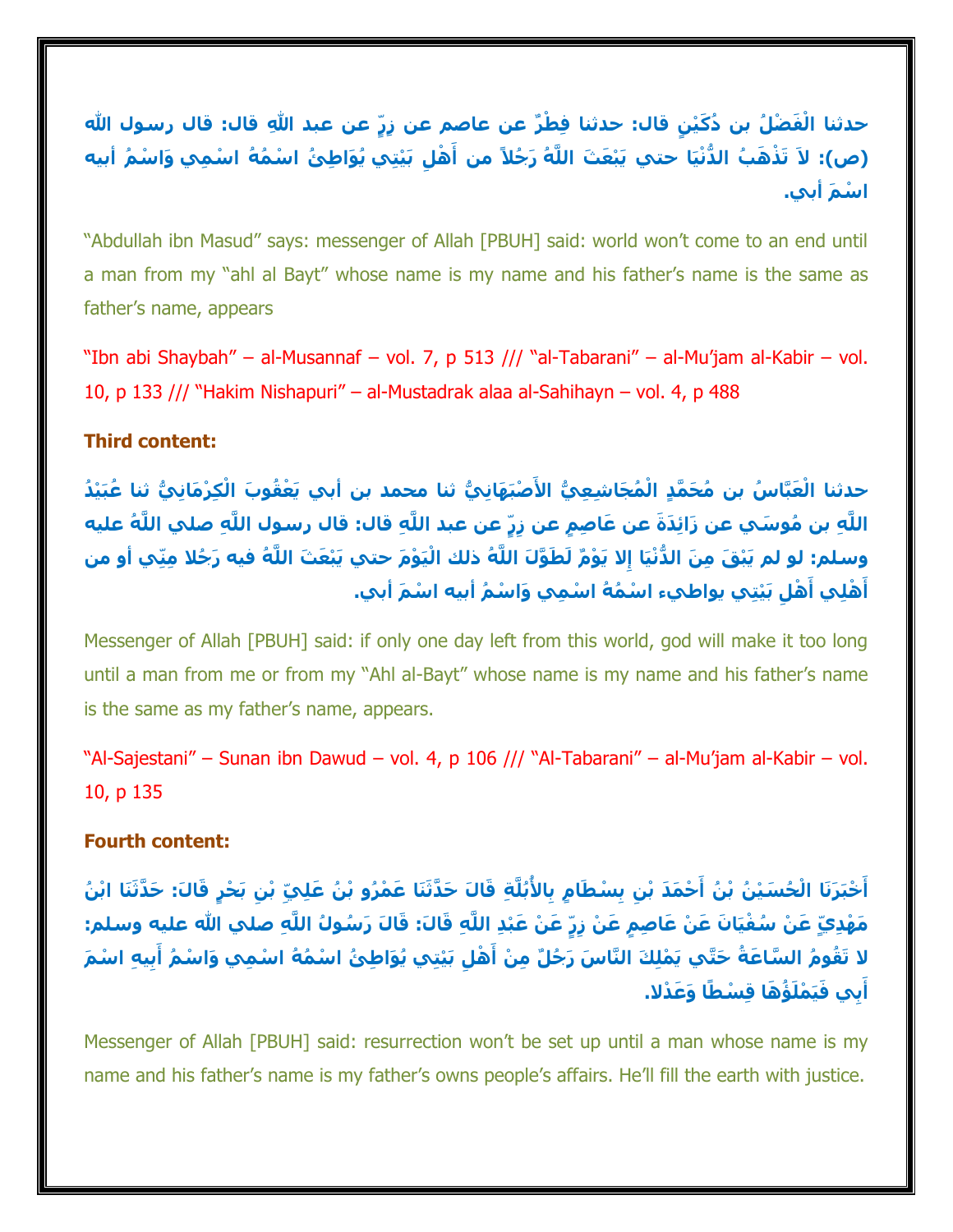**حدثنا الْفَضْلُ بن دُكَيْنٍ قال: حدثنا فِطْرٌ عن عاصم عن زِرٍّ عن عبد اللّهِ قال: قال رسول الله (ص): لاَ تَذْهَبُ الدُّنْيَا حتي يَبْعَثَ اللَّهُ رَجُلاً من أَهْلِ بَيْتِي يُوَاطِئُ اسْمُهُ اسْمِي وَاسْمُ أبيه اسْمَ أبي.**

"Abdullah ibn Masud" says: messenger of Allah [PBUH] said: world won't come to an end until a man from my "ahl al Bayt" whose name is my name and his father's name is the same as father's name, appears

"Ibn abi Shaybah" – al-Musannaf – vol. 7, p 513 /// "al-Tabarani" – al-Mu'jam al-Kabir – vol. 10, p 133 /// "Hakim Nishapuri" – al-Mustadrak alaa al-Sahihayn – vol. 4, p 488

**Third content:**

**حدثنا الْعَبَّاسُ بن مُحَمَّدٍ الْمُجَاشِعِيُّ الأَصْبَهَانِيُّ ثنا محمد بن أبي يَعْقُوبَ الْكِرْمَانِيُّ ثنا عُبَيْدُ اللَّهِ بن مُوسَي عن زَائِدَةَ عن عَاصِمٍ عن زِرٍّ عن عبد اللَّهِ قال: قال رسول اللَّهِ صلي اللَّهُ عليه وسلم: لو لم يَبْقَ مِنَ الدُّنْيَا إلا يَوْمٌ لَطَوَّلَ اللَّهُ ذلك الْيَوْمَ حتي يَبْعَثَ اللَّهُ فيه رَجُلا مِنّي أو من أَهْلِي أَهْلِ بَيْتِي يواطيء اسْمُهُ اسْمِي وَاسْمُ أبيه اسْمَ أبي.**

Messenger of Allah [PBUH] said: if only one day left from this world, god will make it too long until a man from me or from my "Ahl al-Bayt" whose name is my name and his father's name is the same as my father's name, appears.

"Al-Sajestani" – Sunan ibn Dawud – vol. 4, p 106 /// "Al-Tabarani" – al-Mu'jam al-Kabir – vol. 10, p 135

**Fourth content:**

**أَخْبَرَنَا الْحُسَيْنُ بْنُ أَحْمَدَ بْنِ بِسْطَامٍ بِالأُبُلَّةِ قَالَ حَدَّثَنَا عَمْرُو بْنُ عَلِيِّ بْنِ بَحْرٍ قَالَ: حَدَّثَنَا ابْنُ مَهْدِيٍّ عَنْ سُفْيَانَ عَنْ عَاصِمٍ عَنْ زِرٍّ عَنْ عَبْدِ اللَّهِ قَالَ: قَالَ رَسُولُ اللَّهِ صلي الله عليه وسلم: لا تَقُومُ السَّاعَةُ حَتَّي يَمْلِكَ النَّاسَ رَجُلٌ مِنْ أَهْلِ بَيْتِي يُوَاطِئُ اسْمُهُ اسْمِي وَاسْمُ أَبِيهِ اسْمَ أَبِي فَيَمْلَؤُهَا قِسْطًا وَعَدْلا.**

Messenger of Allah [PBUH] said: resurrection won't be set up until a man whose name is my name and his father's name is my father's owns people's affairs. He'll fill the earth with justice.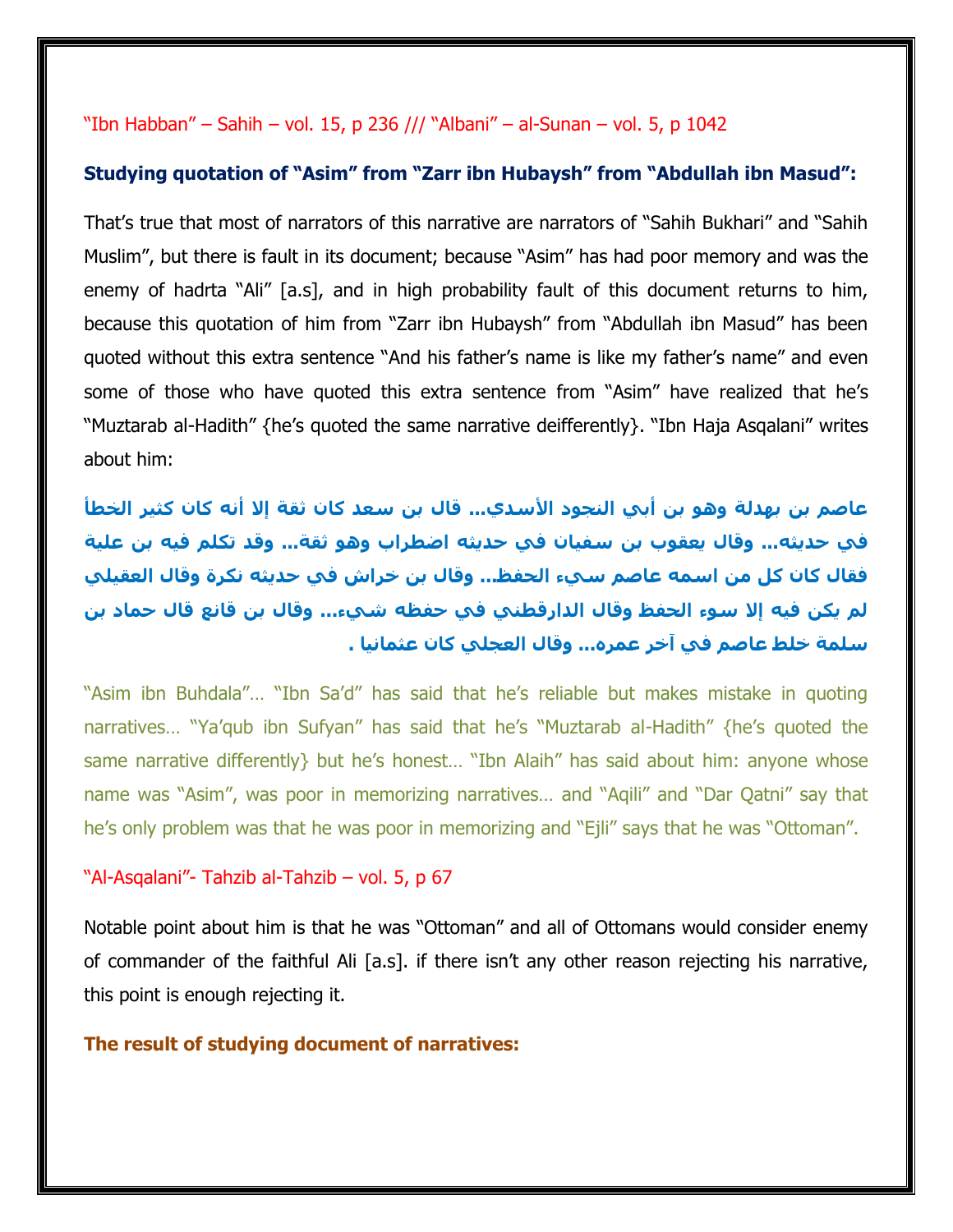"Ibn Habban" – Sahih – vol. 15, p 236 /// "Albani" – al-Sunan – vol. 5, p 1042

**Studying quotation of "Asim" from "Zarr ibn Hubaysh" from "Abdullah ibn Masud":**

That's true that most of narrators of this narrative are narrators of "Sahih Bukhari" and "Sahih Muslim", but there is fault in its document; because "Asim" has had poor memory and was the enemy of hadrta "Ali" [a.s], and in high probability fault of this document returns to him, because this quotation of him from "Zarr ibn Hubaysh" from "Abdullah ibn Masud" has been quoted without this extra sentence "And his father's name is like my father's name" and even some of those who have quoted this extra sentence from "Asim" have realized that he's "Muztarab al-Hadith" {he's quoted the same narrative deifferently}. "Ibn Haja Asqalani" writes about him:

**عاصم بن بهدلة وهو بن أبي النجود الأسدي... قال بن سعد كان ثقة إلا أنه كان كثير الخطأ في حديثه... وقال يعقوب بن سفيان في حديثه اضطراب وهو ثقة... وقد تكلم فيه بن علية فقال كان كل من اسمه عاصم سيء الحفظ... وقال بن خراش في حديثه نكرة وقال العقيلي لم يكن فيه إلا سوء الحفظ وقال الدارقطني في حفظه شيء... وقال بن قانع قال حماد بن سلمة خلط عاصم في آخر عمره... وقال العجلي كان عثمانيا .**

"Asim ibn Buhdala"... "Ibn Sa'd" has said that he's reliable but makes mistake in quoting narratives... "Ya'qub ibn Sufyan" has said that he's "Muztarab al-Hadith" {he's quoted the same narrative differently} but he's honest... "Ibn Alaih" has said about him: anyone whose name was "Asim", was poor in memorizing narratives... and "Aqili" and "Dar Qatni" say that he's only problem was that he was poor in memorizing and "Ejli" says that he was "Ottoman".

"Al-Asqalani"- Tahzib al-Tahzib – vol. 5, p 67

Notable point about him is that he was "Ottoman" and all of Ottomans would consider enemy of commander of the faithful Ali [a.s]. if there isn't any other reason rejecting his narrative, this point is enough rejecting it.

**The result of studying document of narratives:**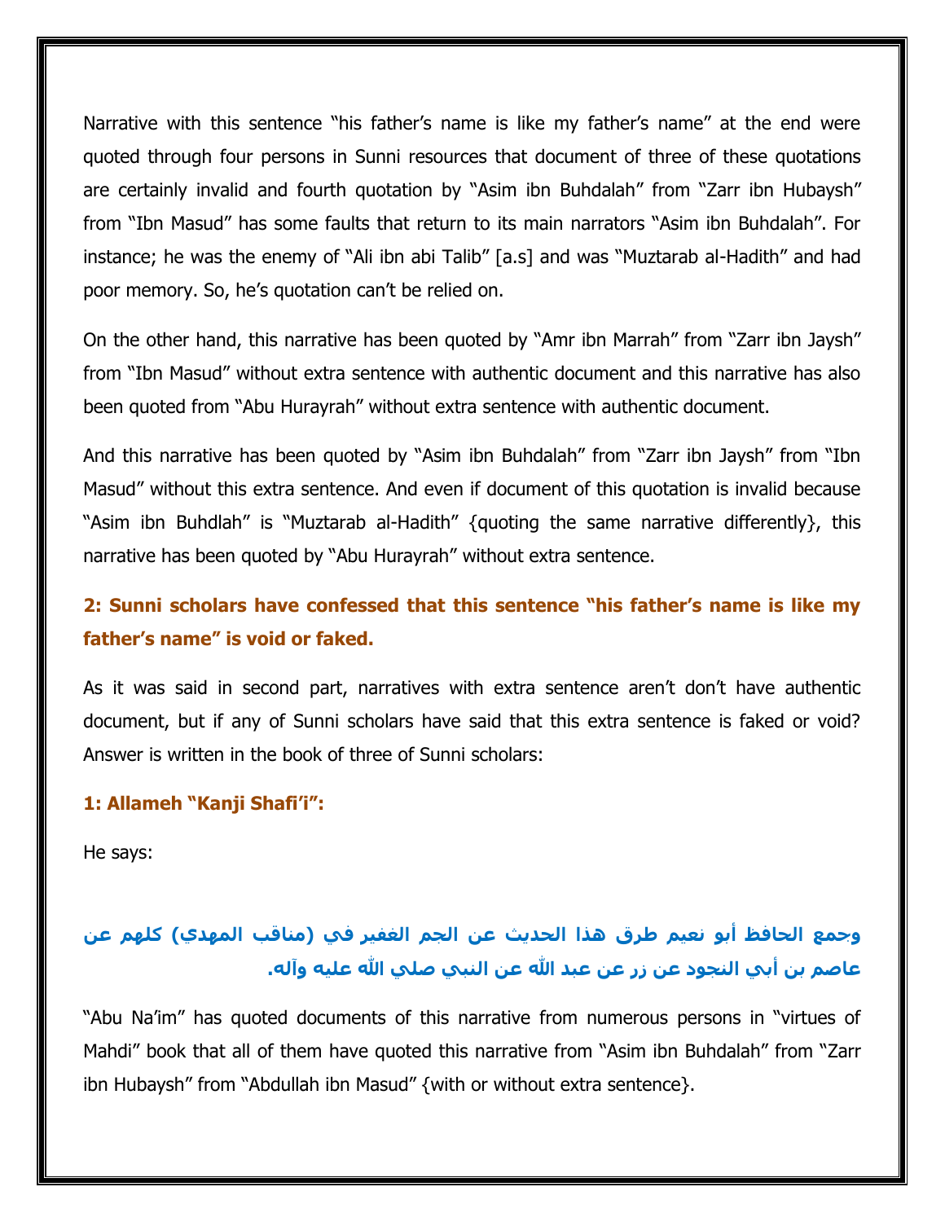Narrative with this sentence "his father's name is like my father's name" at the end were quoted through four persons in Sunni resources that document of three of these quotations are certainly invalid and fourth quotation by "Asim ibn Buhdalah" from "Zarr ibn Hubaysh" from "Ibn Masud" has some faults that return to its main narrators "Asim ibn Buhdalah". For instance; he was the enemy of "Ali ibn abi Talib" [a.s] and was "Muztarab al-Hadith" and had poor memory. So, he's quotation can't be relied on.

On the other hand, this narrative has been quoted by "Amr ibn Marrah" from "Zarr ibn Jaysh" from "Ibn Masud" without extra sentence with authentic document and this narrative has also been quoted from "Abu Hurayrah" without extra sentence with authentic document.

And this narrative has been quoted by "Asim ibn Buhdalah" from "Zarr ibn Jaysh" from "Ibn Masud" without this extra sentence. And even if document of this quotation is invalid because "Asim ibn Buhdlah" is "Muztarab al-Hadith" {quoting the same narrative differently}, this narrative has been quoted by "Abu Hurayrah" without extra sentence.

**2: Sunni scholars have confessed that this sentence "his father's name is like my father's name" is void or faked.**

As it was said in second part, narratives with extra sentence aren't don't have authentic document, but if any of Sunni scholars have said that this extra sentence is faked or void? Answer is written in the book of three of Sunni scholars:

**1: Allameh "Kanji Shafi'i":**

He says:

**وجمع الحافظ أبو نعيم طرق هذا الحديث عن الجم الغفير في (مناقب المهدي) كلهم عن عاصم بن أبي النجود عن زر عن عبد الله عن النبي صلي الله عليه وآله.**

"Abu Na'im" has quoted documents of this narrative from numerous persons in "virtues of Mahdi" book that all of them have quoted this narrative from "Asim ibn Buhdalah" from "Zarr ibn Hubaysh" from "Abdullah ibn Masud" {with or without extra sentence}.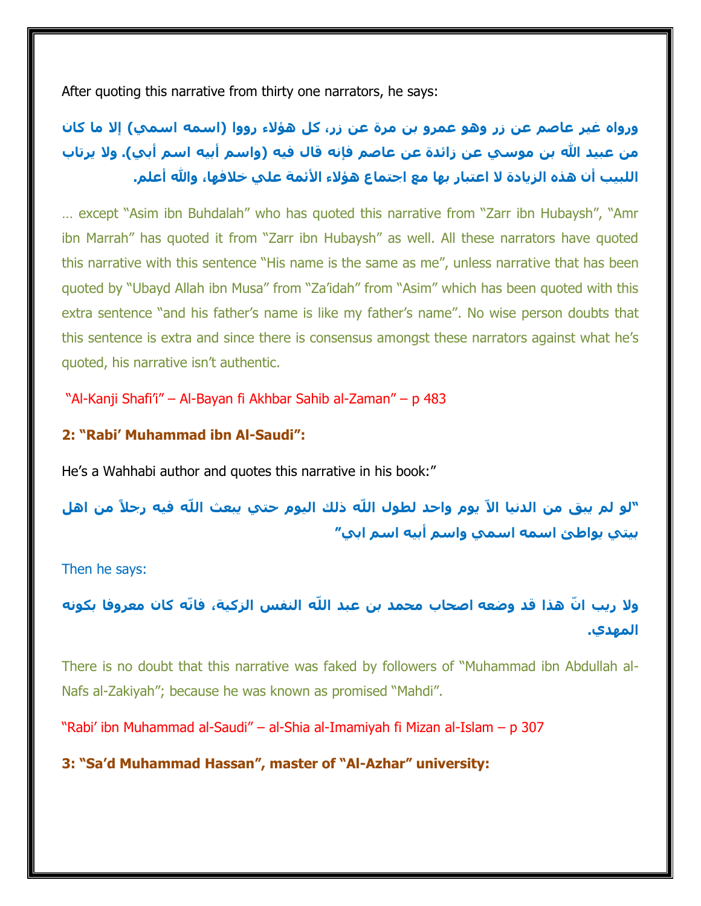After quoting this narrative from thirty one narrators, he says:

**ورواه غير عاصم عن زر وهو عمرو بن مرة عن زر، كل هؤلاء رووا (اسمه اسمي) إلا ما كان من عبيد الله بن موسي عن زائدة عن عاصم فإنه قال فيه (واسم أبيه اسم أبي). ولا يرتاب اللبيب أن هذه الزيادة لا اعتبار بها مع اجتماع هؤلاء الأئمة علي خلافها، والله أعلم.**

… except "Asim ibn Buhdalah" who has quoted this narrative from "Zarr ibn Hubaysh", "Amr ibn Marrah" has quoted it from "Zarr ibn Hubaysh" as well. All these narrators have quoted this narrative with this sentence "His name is the same as me", unless narrative that has been quoted by "Ubayd Allah ibn Musa" from "Za'idah" from "Asim" which has been quoted with this extra sentence "and his father's name is like my father's name". No wise person doubts that this sentence is extra and since there is consensus amongst these narrators against what he's quoted, his narrative isn't authentic.

"Al-Kanji Shafi'i" – Al-Bayan fi Akhbar Sahib al-Zaman" – p 483

**2: "Rabi' Muhammad ibn Al-Saudi":**

He's a Wahhabi author and quotes this narrative in his book:"

**"لو لم يبق من الدنيا الاّ يوم واحد لطول اللّه ذلك اليوم حتي يبعث اللّه فيه رجلاً من اهل بيتي يواطئ اسمه اسمي واسم أبيه اسم ابي"**

Then he says:

**ولا ريب انّ هذا قد وضعه اصحاب محمد بن عبد اللّه النفس الزكية، فانّه كان معروفا بكونه المهدي.**

There is no doubt that this narrative was faked by followers of "Muhammad ibn Abdullah al-Nafs al-Zakiyah"; because he was known as promised "Mahdi".

"Rabi' ibn Muhammad al-Saudi" – al-Shia al-Imamiyah fi Mizan al-Islam – p 307

**3: "Sa'd Muhammad Hassan", master of "Al-Azhar" university:**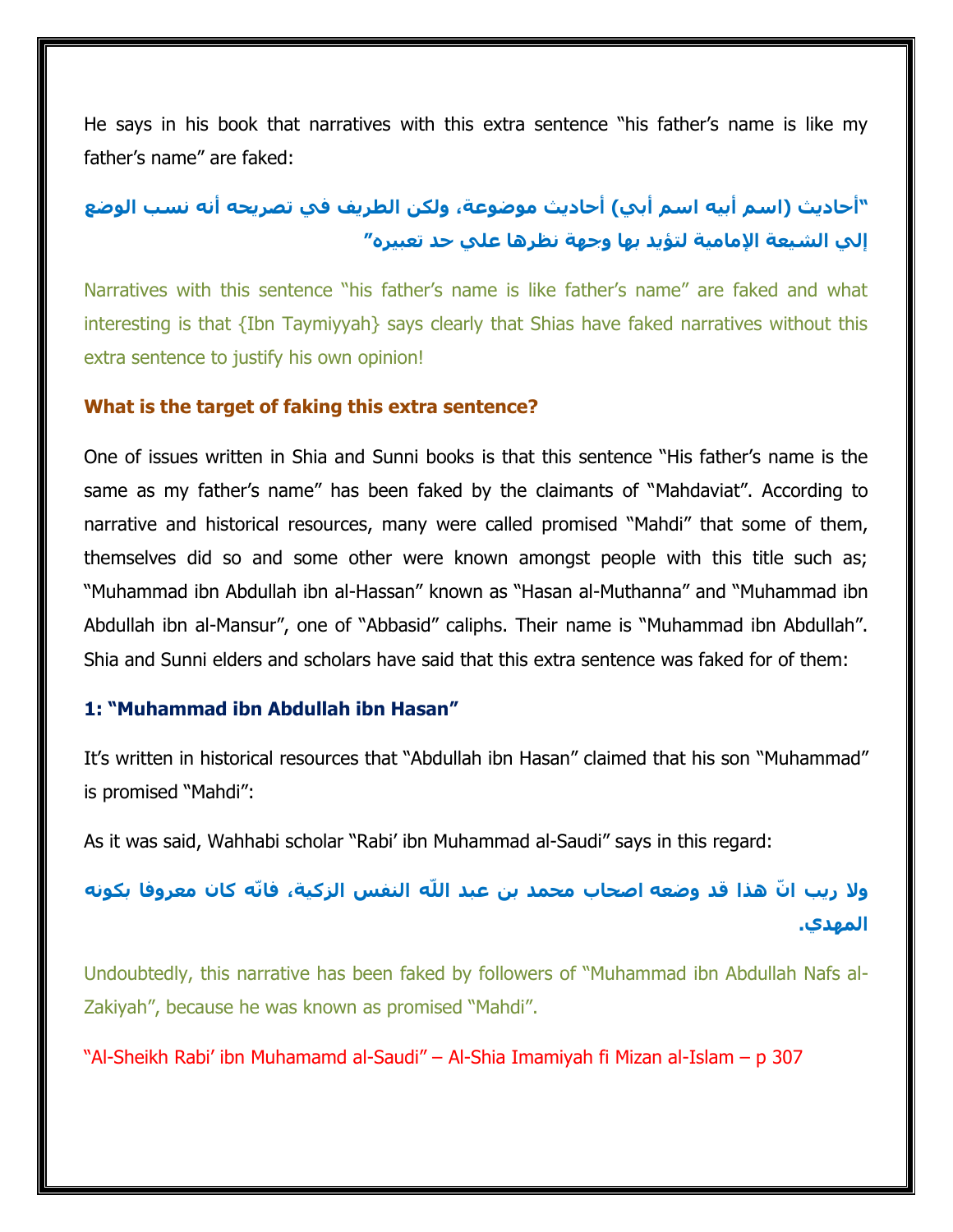He says in his book that narratives with this extra sentence "his father's name is like my father's name" are faked:

**"أحاديث (اسم أبيه اسم أبي) أحاديث موضوعة، ولكن الطريف في تصريحه أنه نسب الوضع إلي الشيعة الإمامية لتؤيد بها وجهة نظرها علي حد تعبيره"**

Narratives with this sentence "his father's name is like father's name" are faked and what interesting is that {Ibn Taymiyyah} says clearly that Shias have faked narratives without this extra sentence to justify his own opinion!

### What is the target of faking this extra sentence?

One of issues written in Shia and Sunni books is that this sentence "His father's name is the same as my father's name" has been faked by the claimants of "Mahdaviat". According to narrative and historical resources, many were called promised "Mahdi" that some of them, themselves did so and some other were known amongst people with this title such as; "Muhammad ibn Abdullah ibn al-Hassan" known as "Hasan al-Muthanna" and "Muhammad ibn Abdullah ibn al-Mansur", one of "Abbasid" caliphs. Their name is "Muhammad ibn Abdullah". Shia and Sunni elders and scholars have said that this extra sentence was faked for of them:

#### 1: "Muhammad ibn Abdullah ibn Hasan"

It's written in historical resources that "Abdullah ibn Hasan" claimed that his son "Muhammad" is promised "Mahdi":

As it was said, Wahhabi scholar "Rabi' ibn Muhammad al-Saudi" says in this regard:

**ولا ريب انّ هذا قد وضعه اصحاب محمد بن عبد اللّه النفس الزكية، فانّه كان معروفا بكونه المهدي.**

Undoubtedly, this narrative has been faked by followers of "Muhammad ibn Abdullah Nafs al-Zakiyah", because he was known as promised "Mahdi".

"Al-Sheikh Rabi' ibn Muhamamd al-Saudi" – Al-Shia Imamiyah fi Mizan al-Islam – p 307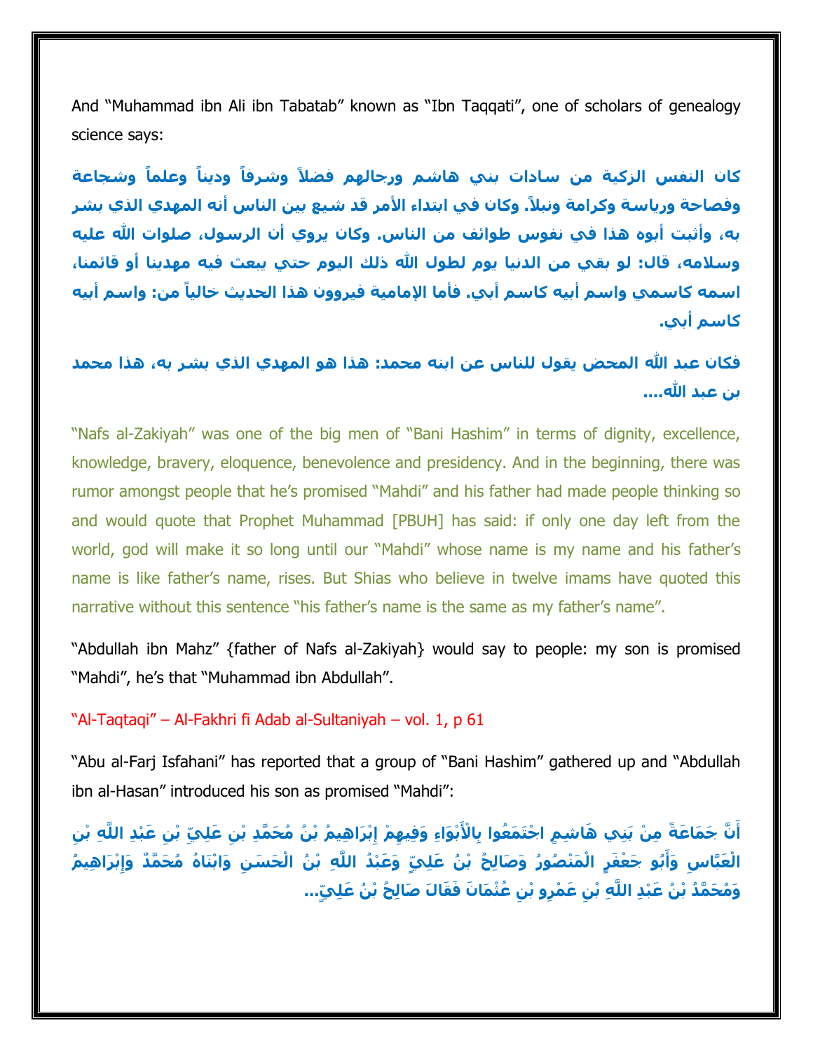And "Muhammad ibn Ali ibn Tabatab" known as "Ibn Taqqati", one of scholars of genealogy science says:

**كان النفس الزكية من سادات بني هاشم ورجالهم فضلاً وشرفاً وديناً وعلماً وشجاعة وفصاحة ورياسة وكرامة ونبلاً. وكان في ابتداء الأمر قد شيع بين الناس أنه المهدي الذي بشر به، وأثبت أبوه هذا في نفوس طوائف من الناس. وكان يروي أن الرسول، صلوات الله عليه وسلامه، قال: لو بقي من الدنيا يوم لطول الله ذلك اليوم حتي يبعث فيه مهدينا أو قائمنا، اسمه كاسمي واسم أبيه كاسم أبي. فأما الإمامية فيروون هذا الحديث خالياً من: واسم أبيه كاسم أبي.**

**فكان عبد الله المحض يقول للناس عن ابنه محمد: هذا هو المهدي الذي بشر به، هذا محمد بن عبد الله....**

"Nafs al-Zakiyah" was one of the big men of "Bani Hashim" in terms of dignity, excellence, knowledge, bravery, eloquence, benevolence and presidency. And in the beginning, there was rumor amongst people that he's promised "Mahdi" and his father had made people thinking so and would quote that Prophet Muhammad [PBUH] has said: if only one day left from the world, god will make it so long until our "Mahdi" whose name is my name and his father's name is like father's name, rises. But Shias who believe in twelve imams have quoted this narrative without this sentence "his father's name is the same as my father's name".

"Abdullah ibn Mahz" {father of Nafs al-Zakiyah} would say to people: my son is promised "Mahdi", he's that "Muhammad ibn Abdullah".

"Al-Taqtaqi" – Al-Fakhri fi Adab al-Sultaniyah – vol. 1, p 61

"Abu al-Farj Isfahani" has reported that a group of "Bani Hashim" gathered up and "Abdullah ibn al-Hasan" introduced his son as promised "Mahdi":

**أَنَّ جَمَاعَةً مِنْ بَنِي هَاشِمٍ اجْتَمَعُوا بِالْأَبْوَاءِ وَفِيهِمْ إِبْرَاهِيمُ بْنُ مُحَمَّدِ بْنِ عَلِيِّ بْنِ عَبْدِ اللَّهِ بْنِ الْعَبَّاسِ وَأَبُو جَعْفَرٍ الْمَنْصُورُ وَصَالِحُ بْنُ عَلِيٍّ وَعَبْدُ اللَّهِ بْنُ الْحَسَنِ وَابْنَاهُ مُحَمَّدٌ وَإِبْرَاهِيمُ وَمُحَمَّدُ بْنُ عَبْدِ اللَّهِ بْنِ عَمْرِو بْنِ عُثْمَانَ فَقَالَ صَالِحُ بْنُ عَلِيٍّ...**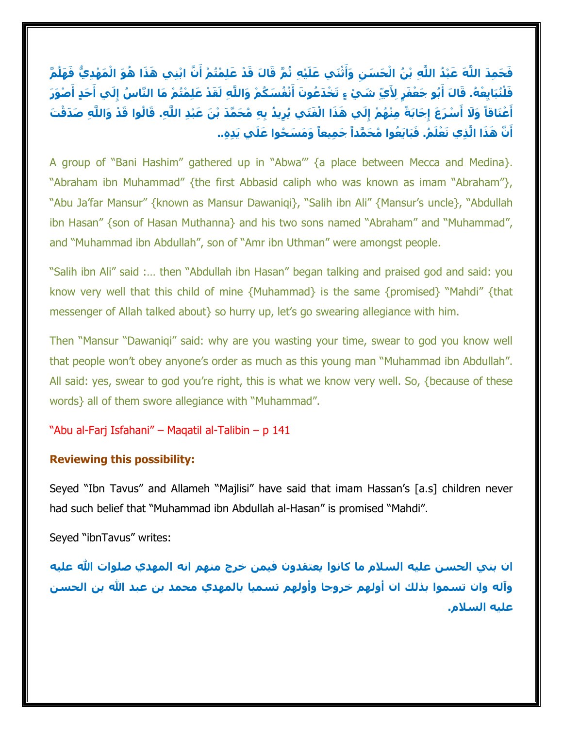**فَحَمِدَ اللَّهَ عَبْدُ اللَّهِ بْنُ الْحَسَنِ وَأَثْنَي عَلَيْهِ ثُمَّ قَالَ قَدْ عَلِمْتُمْ أَنَّ ابْنِي هَذَا هُوَ الْمَهْدِيُّ فَهَلُمَّ فَلْنُبَايِعْهُ. قَالَ أَبُو جَعْفَرٍ لِأَيِّ شَيْ ءٍ تَخْدَعُونَ أَنْفُسَكُمْ وَاللَّهِ لَقَدْ عَلِمْتُمْ مَا النَّاسُ إِلَي أَحَدٍ أَصْوَرَ أَعْنَاقاً وَلَا أَسْرَعَ إِجَابَةً مِنْهُمْ إِلَي هَذَا الْفَتَي يُرِيدُ بِهِ مُحَمَّدَ بْنَ عَبْدِ اللَّهِ. قَالُوا قَدْ وَاللَّهِ صَدَقْتَ أَنَّ هَذَا الَّذِي نَعْلَمُ. فَبَايَعُوا مُحَمَّداً جَمِيعاً وَمَسَحُوا عَلَي يَدِهِ..**

A group of "Bani Hashim" gathered up in "Abwa'" {a place between Mecca and Medina}. "Abraham ibn Muhammad" {the first Abbasid caliph who was known as imam "Abraham"}, "Abu Ja'far Mansur" {known as Mansur Dawaniqi}, "Salih ibn Ali" {Mansur's uncle}, "Abdullah ibn Hasan" {son of Hasan Muthanna} and his two sons named "Abraham" and "Muhammad", and "Muhammad ibn Abdullah", son of "Amr ibn Uthman" were amongst people.

"Salih ibn Ali" said :... then "Abdullah ibn Hasan" began talking and praised god and said: you know very well that this child of mine {Muhammad} is the same {promised} "Mahdi" {that messenger of Allah talked about} so hurry up, let's go swearing allegiance with him.

Then "Mansur "Dawaniqi" said: why are you wasting your time, swear to god you know well that people won't obey anyone's order as much as this young man "Muhammad ibn Abdullah". All said: yes, swear to god you're right, this is what we know very well. So, {because of these words} all of them swore allegiance with "Muhammad".

"Abu al-Farj Isfahani" – Maqatil al-Talibin – p 141

**Reviewing this possibility:**

Seyed "Ibn Tavus" and Allameh "Majlisi" have said that imam Hassan's [a.s] children never had such belief that "Muhammad ibn Abdullah al-Hasan" is promised "Mahdi".

Seyed "ibnTavus" writes:

**ان بني الحسن عليه السلام ما كانوا يعتقدون فيمن خرج منهم انه المهدي صلوات الله عليه وآله وان تسموا بذلك ان أولهم خروجا وأولهم تسميا بالمهدي محمد بن عبد الله بن الحسن عليه السلام.**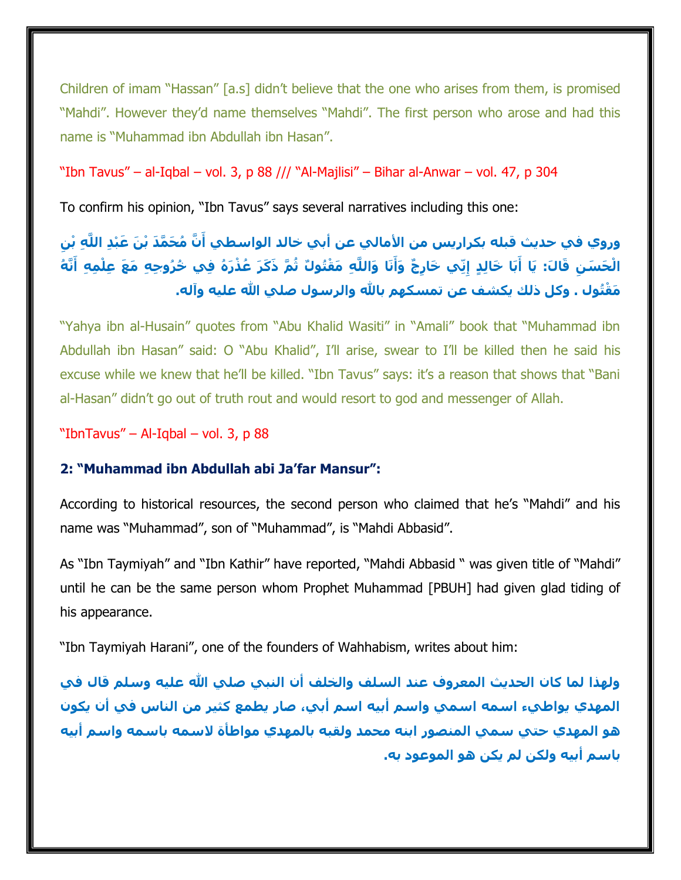Children of imam "Hassan" [a.s] didn't believe that the one who arises from them, is promised "Mahdi". However they'd name themselves "Mahdi". The first person who arose and had this name is "Muhammad ibn Abdullah ibn Hasan".

"Ibn Tavus" – al-Iqbal – vol. 3, p 88 /// "Al-Majlisi" – Bihar al-Anwar – vol. 47, p 304

To confirm his opinion, "Ibn Tavus" says several narratives including this one:

**وروي في حديث قبله بكراريس من الأمالي عن أبي خالد الواسطي أَنَّ مُحَمَّدَ بْنَ عَبْدِ اللَّهِ بْنِ الْحَسَنِ قَالَ: يَا أَبَا خَالِدٍ إِنِّي خَارِجٌ وَأَنَا وَاللَّهِ مَقْتُولٌ ثُمَّ ذَكَرَ عُذْرَهُ فِي خُرُوجِهِ مَعَ عِلْمِهِ أَنَّهُ مَقْتُول . وكل ذلك يكشف عن تمسكهم بالله والرسول صلي الله عليه وآله.**

"Yahya ibn al-Husain" quotes from "Abu Khalid Wasiti" in "Amali" book that "Muhammad ibn Abdullah ibn Hasan" said: O "Abu Khalid", I'll arise, swear to I'll be killed then he said his excuse while we knew that he'll be killed. "Ibn Tavus" says: it's a reason that shows that "Bani al-Hasan" didn't go out of truth rout and would resort to god and messenger of Allah.

"IbnTavus" – Al-Iqbal – vol. 3, p 88

**2: "Muhammad ibn Abdullah abi Ja'far Mansur":**

According to historical resources, the second person who claimed that he's "Mahdi" and his name was "Muhammad", son of "Muhammad", is "Mahdi Abbasid".

As "Ibn Taymiyah" and "Ibn Kathir" have reported, "Mahdi Abbasid " was given title of "Mahdi" until he can be the same person whom Prophet Muhammad [PBUH] had given glad tiding of his appearance.

"Ibn Taymiyah Harani", one of the founders of Wahhabism, writes about him:

**ولهذا لما كان الحديث المعروف عند السلف والخلف أن النبي صلي الله عليه وسلم قال في المهدي يواطيء اسمه اسمي واسم أبيه اسم أبي، صار يطمع كثير من الناس في أن يكون هو المهدي حتي سمي المنصور ابنه محمد ولقبه بالمهدي مواطأة لاسمه باسمه واسم أبيه باسم أبيه ولكن لم يكن هو الموعود به.**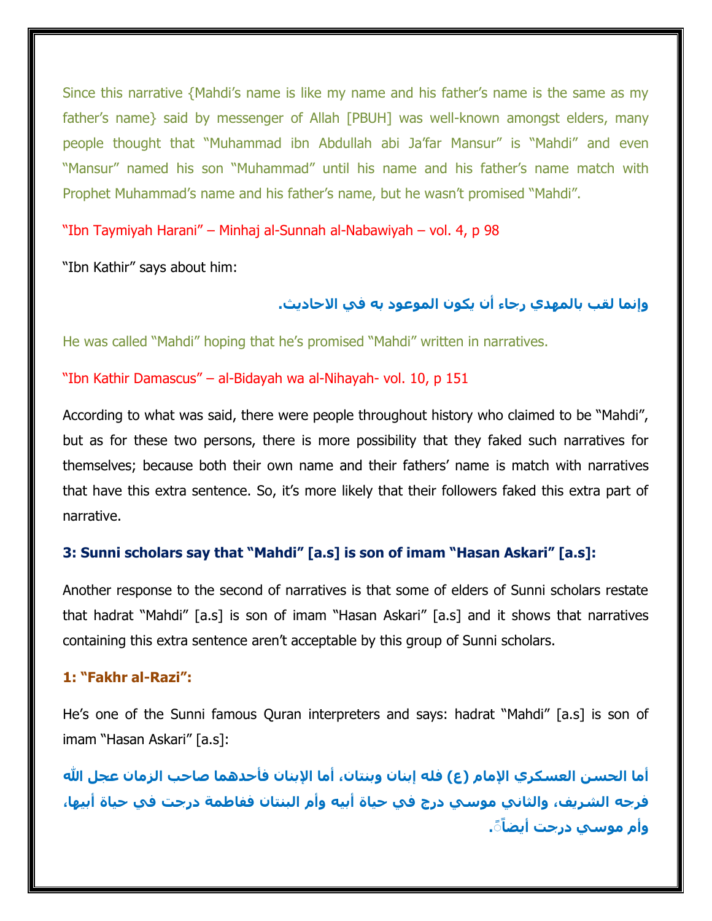Since this narrative {Mahdi's name is like my name and his father's name is the same as my father's name} said by messenger of Allah [PBUH] was well-known amongst elders, many people thought that "Muhammad ibn Abdullah abi Ja'far Mansur" is "Mahdi" and even "Mansur" named his son "Muhammad" until his name and his father's name match with Prophet Muhammad's name and his father's name, but he wasn't promised "Mahdi".

"Ibn Taymiyah Harani" – Minhaj al-Sunnah al-Nabawiyah – vol. 4, p 98

"Ibn Kathir" says about him:

**وإنما لقب بالمهدي رجاء أن يكون الموعود به في الاحاديث.**

He was called "Mahdi" hoping that he's promised "Mahdi" written in narratives.

"Ibn Kathir Damascus" – al-Bidayah wa al-Nihayah- vol. 10, p 151

According to what was said, there were people throughout history who claimed to be "Mahdi", but as for these two persons, there is more possibility that they faked such narratives for themselves; because both their own name and their fathers' name is match with narratives that have this extra sentence. So, it's more likely that their followers faked this extra part of narrative.

### 3: Sunni scholars say that "Mahdi" [a.s] is son of imam "Hasan Askari" [a.s]:

Another response to the second of narratives is that some of elders of Sunni scholars restate that hadrat "Mahdi" [a.s] is son of imam "Hasan Askari" [a.s] and it shows that narratives containing this extra sentence aren't acceptable by this group of Sunni scholars.

#### 1: "Fakhr al-Razi":

He's one of the Sunni famous Quran interpreters and says: hadrat "Mahdi" [a.s] is son of imam "Hasan Askari" [a.s]:

**أما الحسن العسكري الإمام (ع) فله إبنان وبنتان، أما الإبنان فأحدهما صاحب الزمان عجل الله فرجه الشريف، والثاني موسي درج في حياة أبيه وأم البنتان ففاطمة درجت في حياة أبيها، وأم موسي درجت أيضاً.**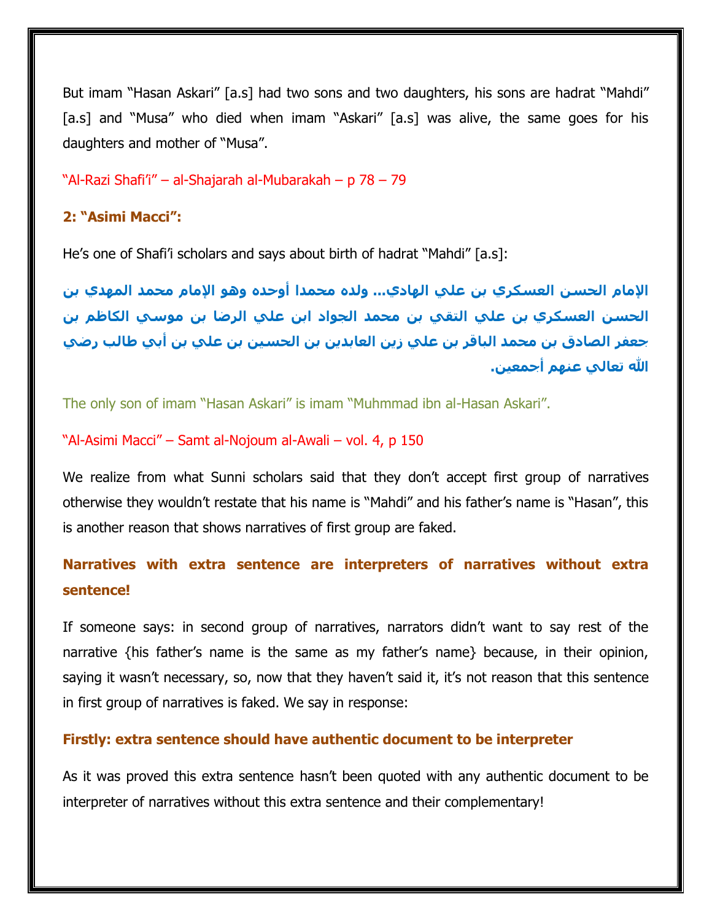But imam “Hasan Askari” [a.s] had two sons and two daughters, his sons are hadrat “Mahdi” [a.s] and “Musa” who died when imam “Askari” [a.s] was alive, the same goes for his daughters and mother of “Musa”.

“Al-Razi Shafi’i” – al-Shajarah al-Mubarakah – p 78 – 79

**2: “Asimi Macci”:**

He’s one of Shafi’i scholars and says about birth of hadrat “Mahdi” [a.s]:

**الإمام الحسن العسكري بن علي الهادي... ولده محمدا أوحده وهو الإمام محمد المهدي بن الحسن العسكري بن علي التقي بن محمد الجواد ابن علي الرضا بن موسي الكاظم بن جعفر الصادق بن محمد الباقر بن علي زين العابدين بن الحسين بن علي بن أبي طالب رضي الله تعالي عنهم أجمعين.**

The only son of imam “Hasan Askari” is imam “Muhmmad ibn al-Hasan Askari”.

“Al-Asimi Macci” – Samt al-Nojoum al-Awali – vol. 4, p 150

We realize from what Sunni scholars said that they don’t accept first group of narratives otherwise they wouldn’t restate that his name is “Mahdi” and his father’s name is “Hasan”, this is another reason that shows narratives of first group are faked.

## Narratives with extra sentence are interpreters of narratives without extra sentence!

If someone says: in second group of narratives, narrators didn’t want to say rest of the narrative {his father’s name is the same as my father’s name} because, in their opinion, saying it wasn’t necessary, so, now that they haven’t said it, it’s not reason that this sentence in first group of narratives is faked. We say in response:

### Firstly: extra sentence should have authentic document to be interpreter

As it was proved this extra sentence hasn’t been quoted with any authentic document to be interpreter of narratives without this extra sentence and their complementary!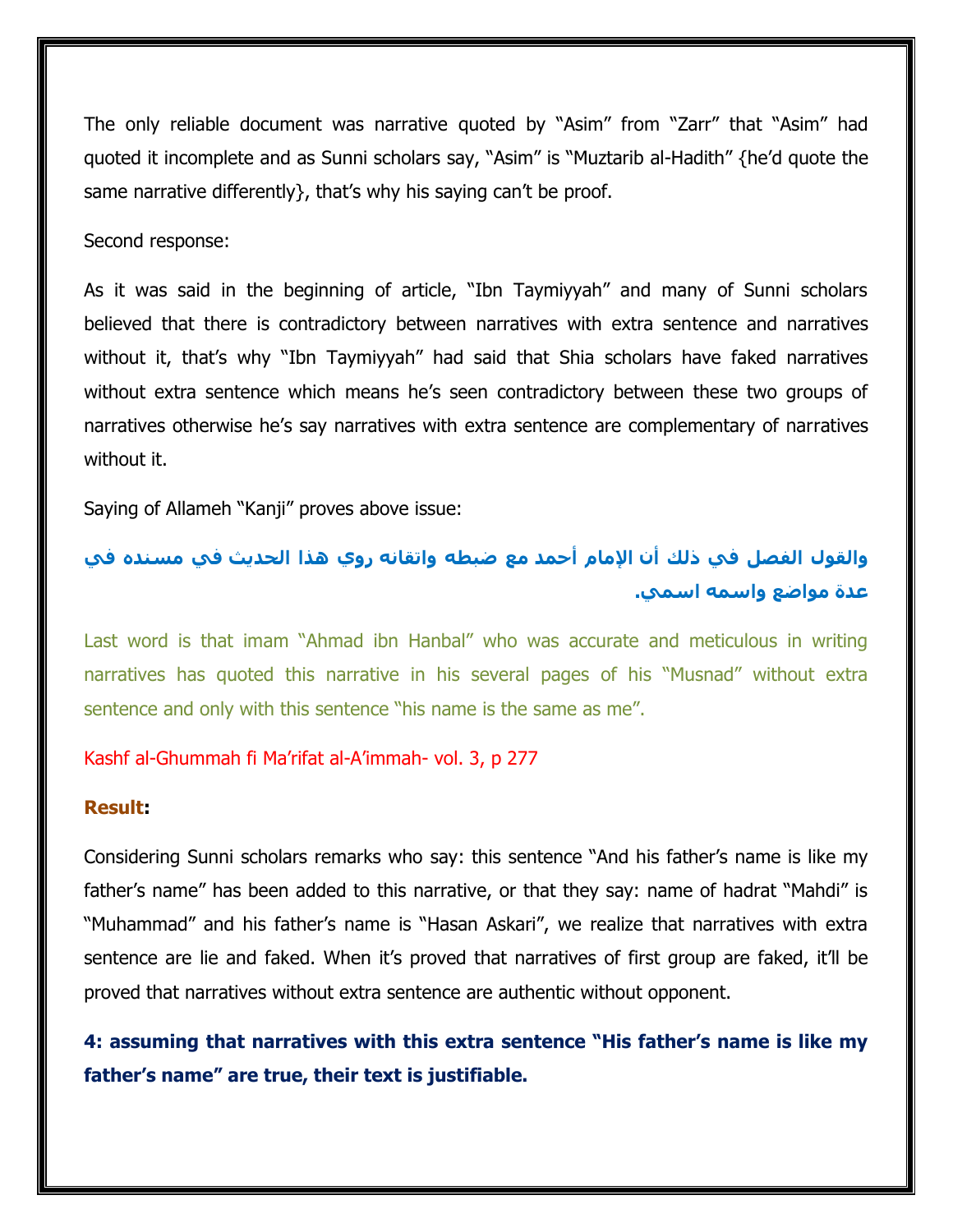The only reliable document was narrative quoted by "Asim" from "Zarr" that "Asim" had quoted it incomplete and as Sunni scholars say, "Asim" is "Muztarib al-Hadith" {he'd quote the same narrative differently}, that's why his saying can't be proof.

Second response:

As it was said in the beginning of article, "Ibn Taymiyyah" and many of Sunni scholars believed that there is contradictory between narratives with extra sentence and narratives without it, that's why "Ibn Taymiyyah" had said that Shia scholars have faked narratives without extra sentence which means he's seen contradictory between these two groups of narratives otherwise he's say narratives with extra sentence are complementary of narratives without it.

Saying of Allameh "Kanji" proves above issue:

**والقول الفصل في ذلك أن الإمام أحمد مع ضبطه واتقانه روي هذا الحديث في مسنده في عدة مواضع واسمه اسمي.**

Last word is that imam "Ahmad ibn Hanbal" who was accurate and meticulous in writing narratives has quoted this narrative in his several pages of his "Musnad" without extra sentence and only with this sentence "his name is the same as me".

Kashf al-Ghummah fi Ma'rifat al-A'immah- vol. 3, p 277

**Result:**

Considering Sunni scholars remarks who say: this sentence "And his father's name is like my father's name" has been added to this narrative, or that they say: name of hadrat "Mahdi" is "Muhammad" and his father's name is "Hasan Askari", we realize that narratives with extra sentence are lie and faked. When it's proved that narratives of first group are faked, it'll be proved that narratives without extra sentence are authentic without opponent.

**4: assuming that narratives with this extra sentence "His father's name is like my father's name" are true, their text is justifiable.**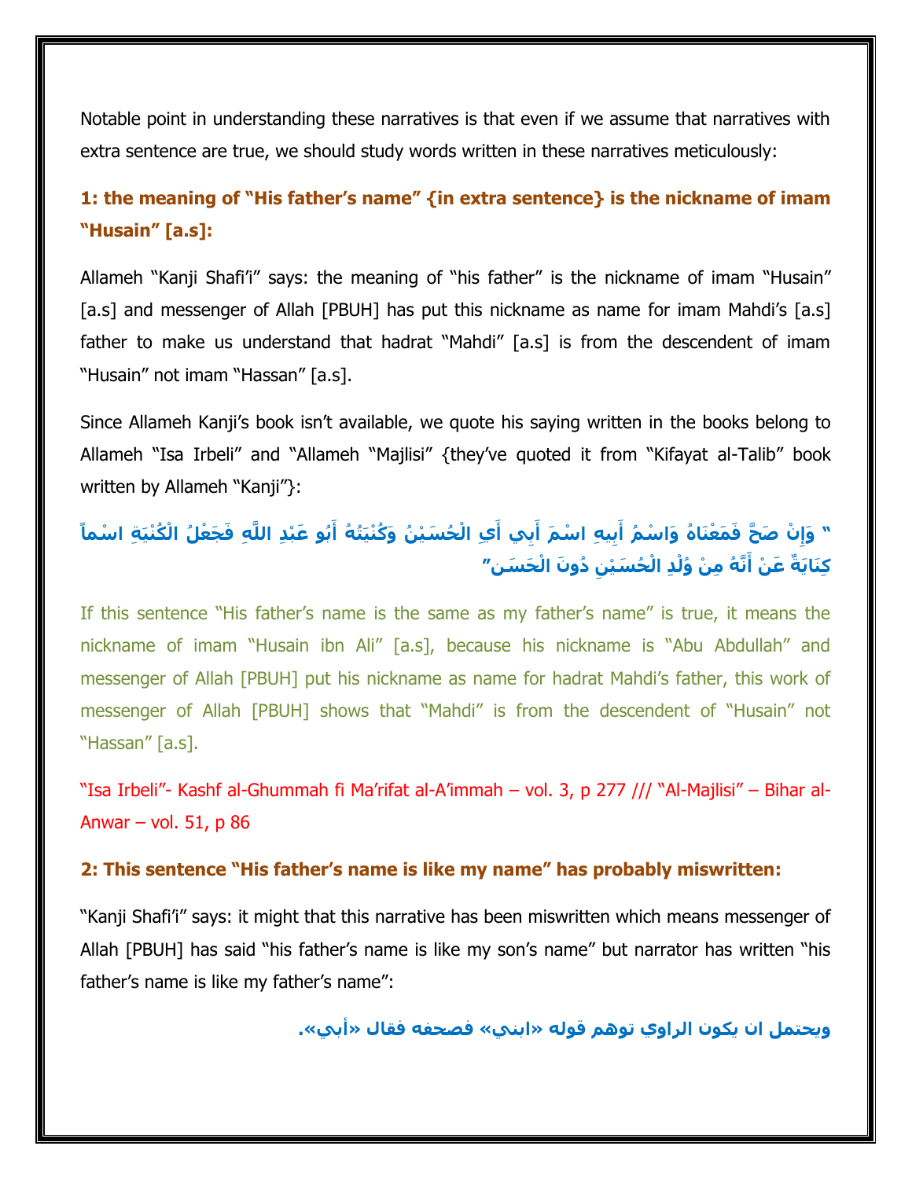Notable point in understanding these narratives is that even if we assume that narratives with extra sentence are true, we should study words written in these narratives meticulously:

**1: the meaning of "His father's name" {in extra sentence} is the nickname of imam "Husain" [a.s]:**

Allameh "Kanji Shafi'i" says: the meaning of "his father" is the nickname of imam "Husain" [a.s] and messenger of Allah [PBUH] has put this nickname as name for imam Mahdi's [a.s] father to make us understand that hadrat "Mahdi" [a.s] is from the descendent of imam "Husain" not imam "Hassan" [a.s].

Since Allameh Kanji's book isn't available, we quote his saying written in the books belong to Allameh "Isa Irbeli" and "Allameh "Majlisi" {they've quoted it from "Kifayat al-Talib" book written by Allameh "Kanji"}:

**" وَإِنْ صَحَّ فَمَعْنَاهُ وَاسْمُ أَبِيهِ اسْمَ أَبِي أَيِ الْحُسَيْنُ وَكُنْيَتُهُ أَبُو عَبْدِ اللَّهِ فَجَعْلُ الْكُنْيَةِ اسْماً كِنَايَةٌ عَنْ أَنَّهُ مِنْ وُلْدِ الْحُسَيْنِ دُونَ الْحَسَنِ"**

If this sentence "His father's name is the same as my father's name" is true, it means the nickname of imam "Husain ibn Ali" [a.s], because his nickname is "Abu Abdullah" and messenger of Allah [PBUH] put his nickname as name for hadrat Mahdi's father, this work of messenger of Allah [PBUH] shows that "Mahdi" is from the descendent of "Husain" not "Hassan" [a.s].

"Isa Irbeli"- Kashf al-Ghummah fi Ma'rifat al-A'immah – vol. 3, p 277 /// "Al-Majlisi" – Bihar al-Anwar – vol. 51, p 86

**2: This sentence "His father's name is like my name" has probably miswritten:**

"Kanji Shafi'i" says: it might that this narrative has been miswritten which means messenger of Allah [PBUH] has said "his father's name is like my son's name" but narrator has written "his father's name is like my father's name":

**ويحتمل ان يكون الراوي توهم قوله «ابني» فصحفه فقال «أبي».**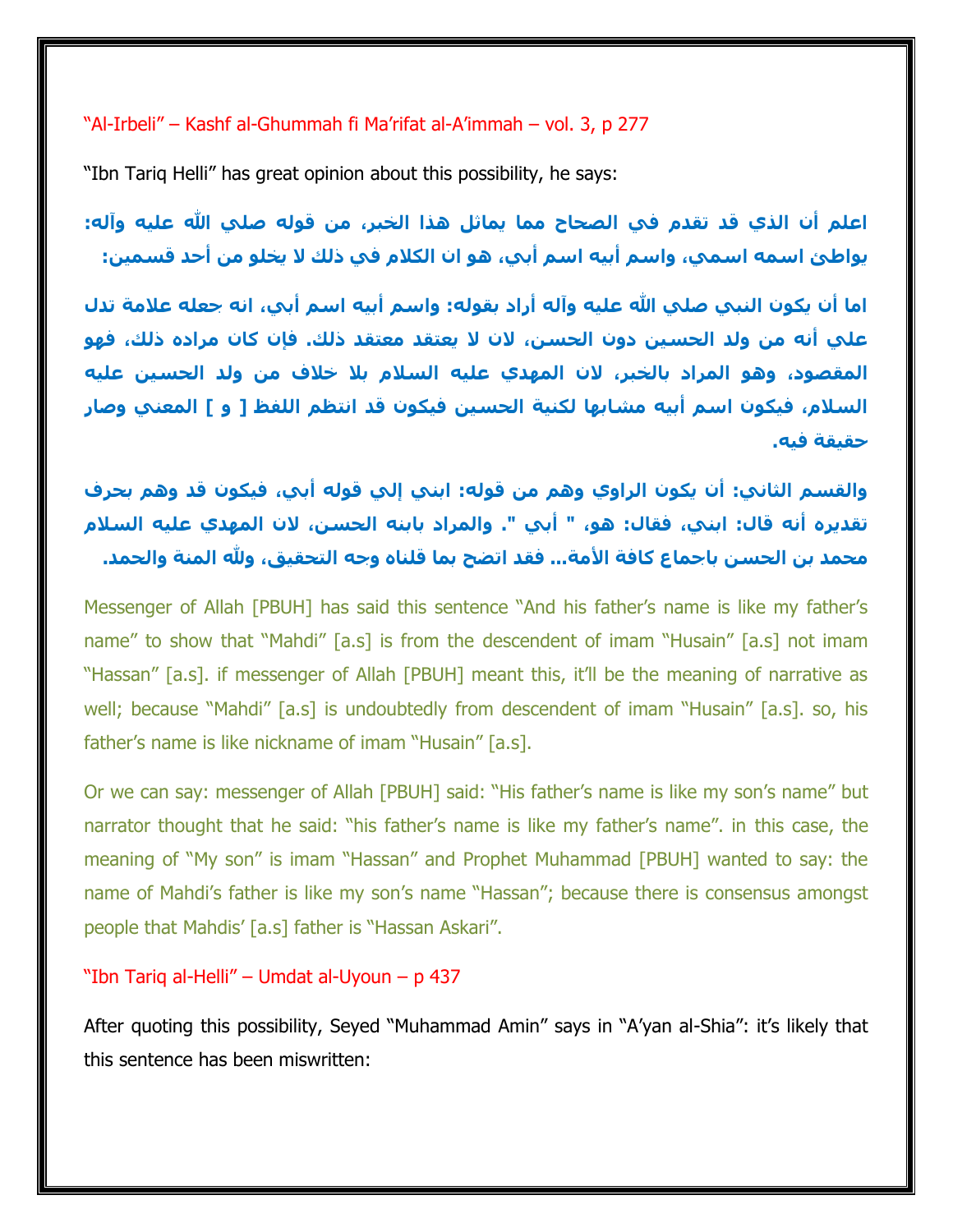"Al-Irbeli" – Kashf al-Ghummah fi Ma'rifat al-A'immah – vol. 3, p 277

"Ibn Tariq Helli" has great opinion about this possibility, he says:

**اعلم أن الذي قد تقدم في الصحاح مما يماثل هذا الخبر، من قوله صلي الله عليه وآله: يواطئ اسمه اسمي، واسم أبيه اسم أبي، هو ان الكلام في ذلك لا يخلو من أحد قسمين:**

**اما أن يكون النبي صلي الله عليه وآله أراد بقوله: واسم أبيه اسم أبي، انه جعله علامة تدل علي أنه من ولد الحسين دون الحسن، لان لا يعتقد معتقد ذلك. فإن كان مراده ذلك، فهو المقصود، وهو المراد بالخبر، لان المهدي عليه السلام بلا خلاف من ولد الحسين عليه السلام، فيكون اسم أبيه مشابها لكنية الحسين فيكون قد انتظم اللفظ [ و ] المعني وصار حقيقة فيه.**

**والقسم الثاني: أن يكون الراوي وهم من قوله: ابني إلي قوله أبي، فيكون قد وهم بحرف تقديره أنه قال: ابني، فقال: هو، " أبي ". والمراد بابنه الحسن، لان المهدي عليه السلام محمد بن الحسن باجماع كافة الأمة... فقد اتضح بما قلناه وجه التحقيق، ولله المنة والحمد.**

Messenger of Allah [PBUH] has said this sentence "And his father's name is like my father's name" to show that "Mahdi" [a.s] is from the descendent of imam "Husain" [a.s] not imam "Hassan" [a.s]. if messenger of Allah [PBUH] meant this, it'll be the meaning of narrative as well; because "Mahdi" [a.s] is undoubtedly from descendent of imam "Husain" [a.s]. so, his father's name is like nickname of imam "Husain" [a.s].

Or we can say: messenger of Allah [PBUH] said: "His father's name is like my son's name" but narrator thought that he said: "his father's name is like my father's name". in this case, the meaning of "My son" is imam "Hassan" and Prophet Muhammad [PBUH] wanted to say: the name of Mahdi's father is like my son's name "Hassan"; because there is consensus amongst people that Mahdis' [a.s] father is "Hassan Askari".

"Ibn Tariq al-Helli" – Umdat al-Uyoun – p 437

After quoting this possibility, Seyed "Muhammad Amin" says in "A'yan al-Shia": it's likely that this sentence has been miswritten: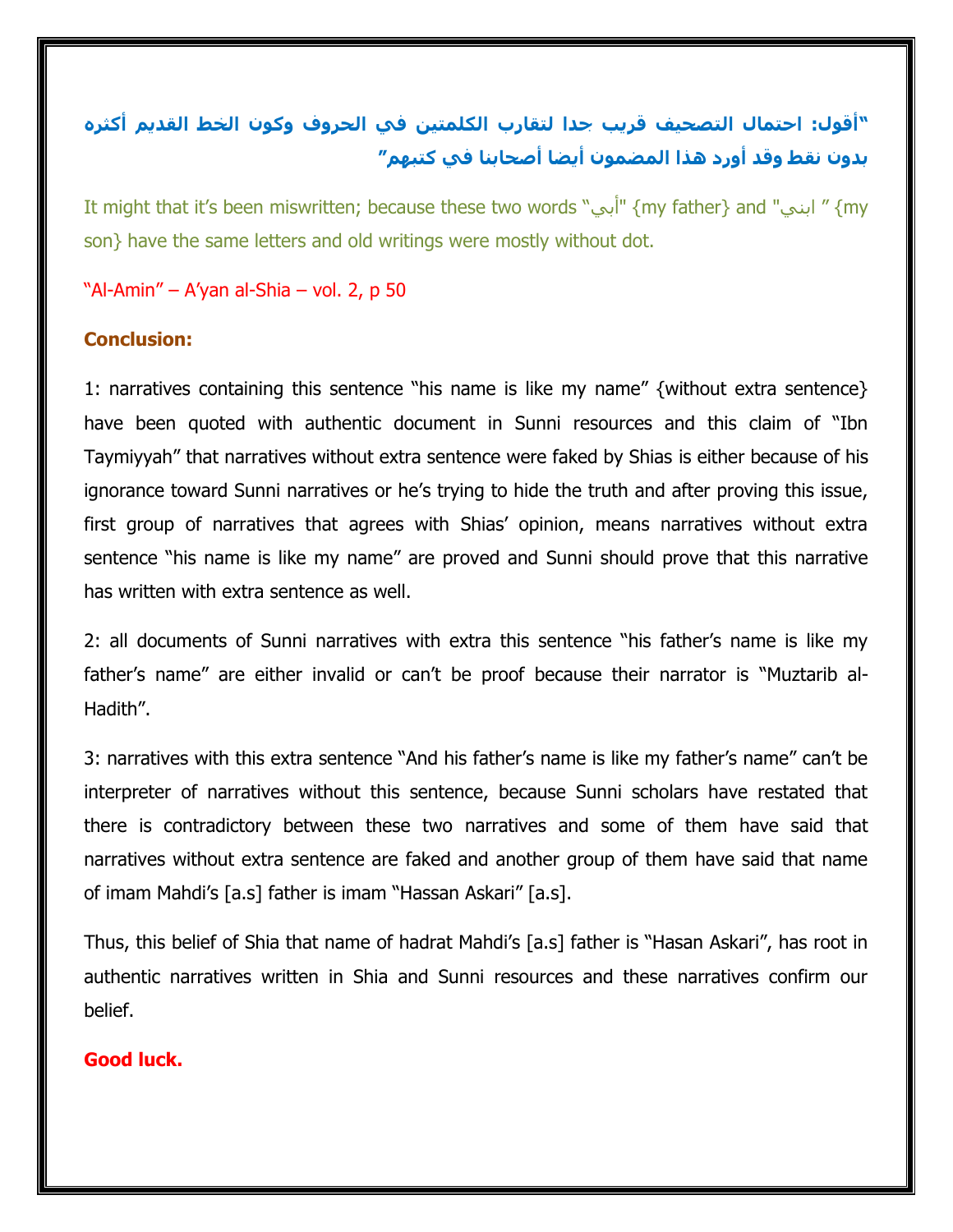**"أقول: احتمال التصحيف قريب جدا لتقارب الكلمتين في الحروف وكون الخط القديم أكثره بدون نقط وقد أورد هذا المضمون أيضا أصحابنا في كتبهم"**

It might that it's been miswritten; because these two words "أبي" {my father} and "ابني " {my son} have the same letters and old writings were mostly without dot.

"Al-Amin" – A'yan al-Shia – vol. 2, p 50

**Conclusion:**

1: narratives containing this sentence "his name is like my name" {without extra sentence} have been quoted with authentic document in Sunni resources and this claim of "Ibn Taymiyyah" that narratives without extra sentence were faked by Shias is either because of his ignorance toward Sunni narratives or he's trying to hide the truth and after proving this issue, first group of narratives that agrees with Shias' opinion, means narratives without extra sentence "his name is like my name" are proved and Sunni should prove that this narrative has written with extra sentence as well.

2: all documents of Sunni narratives with extra this sentence "his father's name is like my father's name" are either invalid or can't be proof because their narrator is "Muztarib al-Hadith".

3: narratives with this extra sentence "And his father's name is like my father's name" can't be interpreter of narratives without this sentence, because Sunni scholars have restated that there is contradictory between these two narratives and some of them have said that narratives without extra sentence are faked and another group of them have said that name of imam Mahdi's [a.s] father is imam "Hassan Askari" [a.s].

Thus, this belief of Shia that name of hadrat Mahdi's [a.s] father is "Hasan Askari", has root in authentic narratives written in Shia and Sunni resources and these narratives confirm our belief.

**Good luck.**